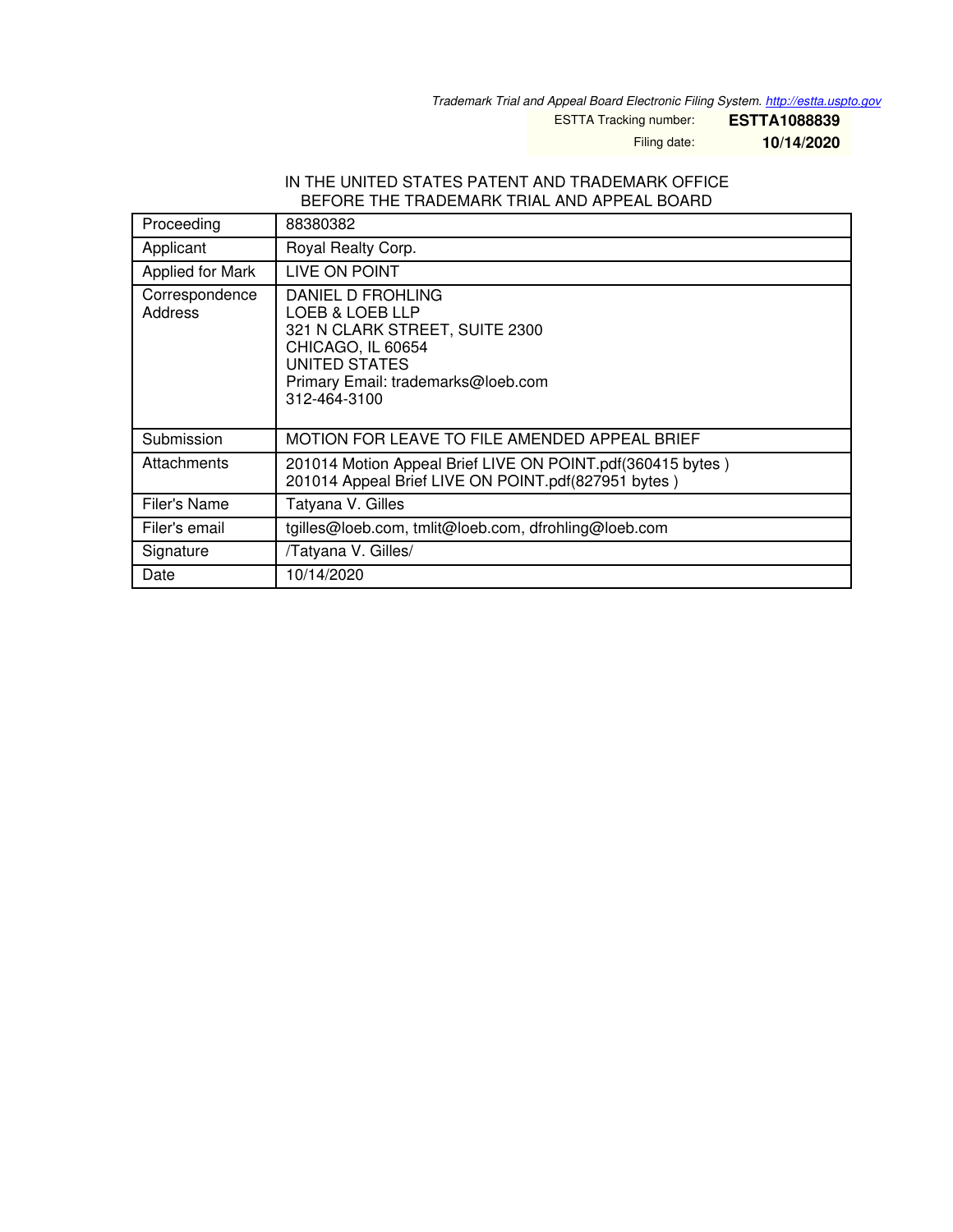*Trademark Trial and Appeal Board Electronic Filing System. http://estta.uspto.gov*

ESTTA Tracking number: **ESTTA1088839**

Filing date: **10/14/2020**

IN THE UNITED STATES PATENT AND TRADEMARK OFFICE
BEFORE THE TRADEMARK TRIAL AND APPEAL BOARD

| | |
|---|---|
| Proceeding | 88380382 |
| Applicant | Royal Realty Corp. |
| Applied for Mark | LIVE ON POINT |
| Correspondence Address | DANIEL D FROHLING<br>LOEB & LOEB LLP<br>321 N CLARK STREET, SUITE 2300<br>CHICAGO, IL 60654<br>UNITED STATES<br>Primary Email: trademarks@loeb.com<br>312-464-3100 |
| Submission | MOTION FOR LEAVE TO FILE AMENDED APPEAL BRIEF |
| Attachments | 201014 Motion Appeal Brief LIVE ON POINT.pdf(360415 bytes )<br>201014 Appeal Brief LIVE ON POINT.pdf(827951 bytes ) |
| Filer's Name | Tatyana V. Gilles |
| Filer's email | tgilles@loeb.com, tmlit@loeb.com, dfrohling@loeb.com |
| Signature | /Tatyana V. Gilles/ |
| Date | 10/14/2020 |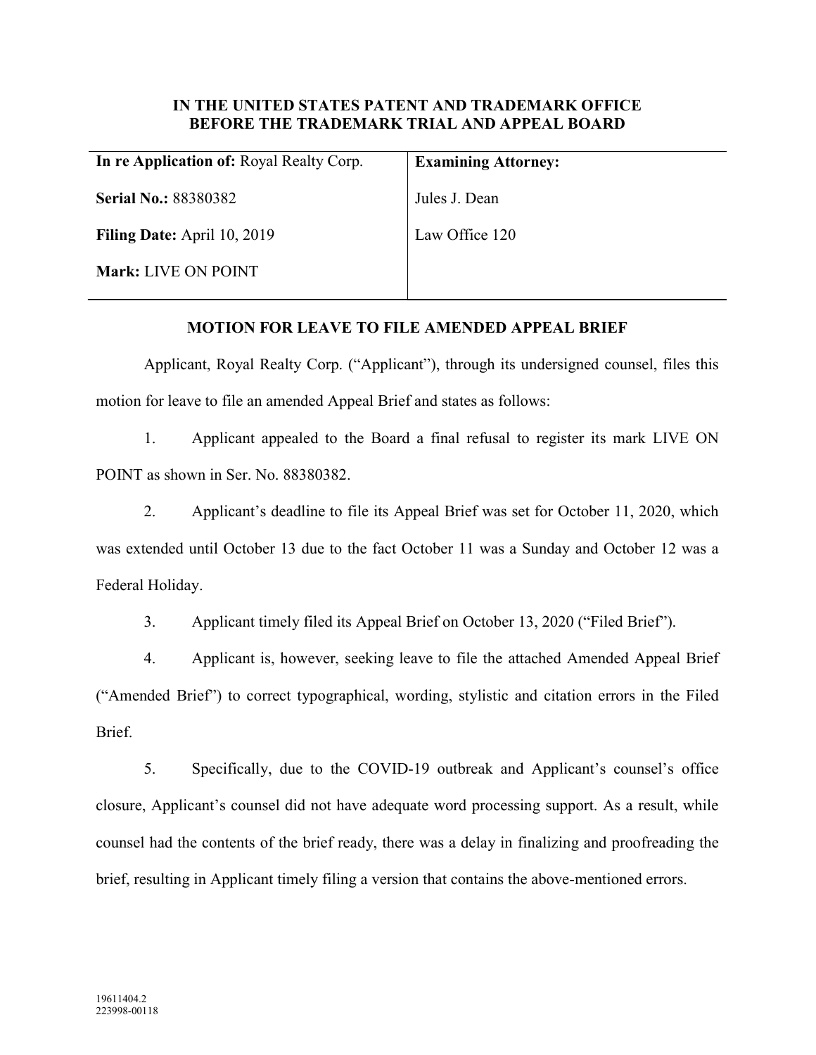**IN THE UNITED STATES PATENT AND TRADEMARK OFFICE**
**BEFORE THE TRADEMARK TRIAL AND APPEAL BOARD**

| | |
|---|---|
| **In re Application of:** Royal Realty Corp. | **Examining Attorney:** |
| **Serial No.:** 88380382 | Jules J. Dean |
| **Filing Date:** April 10, 2019 | Law Office 120 |
| **Mark:** LIVE ON POINT | |

**MOTION FOR LEAVE TO FILE AMENDED APPEAL BRIEF**

Applicant, Royal Realty Corp. ("Applicant"), through its undersigned counsel, files this motion for leave to file an amended Appeal Brief and states as follows:

1. Applicant appealed to the Board a final refusal to register its mark LIVE ON POINT as shown in Ser. No. 88380382.

2. Applicant's deadline to file its Appeal Brief was set for October 11, 2020, which was extended until October 13 due to the fact October 11 was a Sunday and October 12 was a Federal Holiday.

3. Applicant timely filed its Appeal Brief on October 13, 2020 ("Filed Brief").

4. Applicant is, however, seeking leave to file the attached Amended Appeal Brief ("Amended Brief") to correct typographical, wording, stylistic and citation errors in the Filed Brief.

5. Specifically, due to the COVID-19 outbreak and Applicant's counsel's office closure, Applicant's counsel did not have adequate word processing support. As a result, while counsel had the contents of the brief ready, there was a delay in finalizing and proofreading the brief, resulting in Applicant timely filing a version that contains the above-mentioned errors.

19611404.2
223998-00118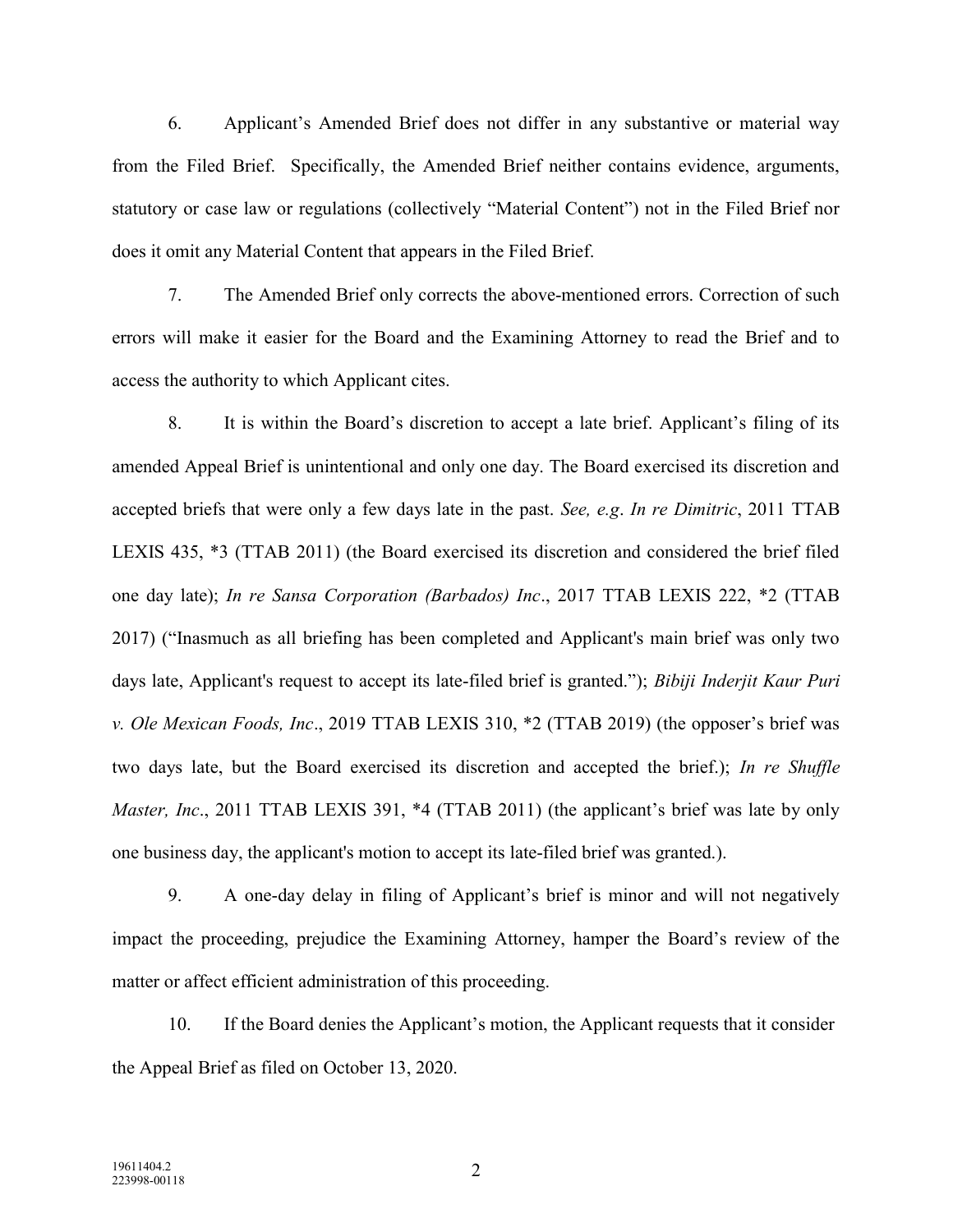6. Applicant's Amended Brief does not differ in any substantive or material way from the Filed Brief. Specifically, the Amended Brief neither contains evidence, arguments, statutory or case law or regulations (collectively "Material Content") not in the Filed Brief nor does it omit any Material Content that appears in the Filed Brief.

7. The Amended Brief only corrects the above-mentioned errors. Correction of such errors will make it easier for the Board and the Examining Attorney to read the Brief and to access the authority to which Applicant cites.

8. It is within the Board's discretion to accept a late brief. Applicant's filing of its amended Appeal Brief is unintentional and only one day. The Board exercised its discretion and accepted briefs that were only a few days late in the past. *See, e.g*. *In re Dimitric*, 2011 TTAB LEXIS 435, *3 (TTAB 2011) (the Board exercised its discretion and considered the brief filed one day late); *In re Sansa Corporation (Barbados) Inc*., 2017 TTAB LEXIS 222, *2 (TTAB 2017) ("Inasmuch as all briefing has been completed and Applicant's main brief was only two days late, Applicant's request to accept its late-filed brief is granted."); *Bibiji Inderjit Kaur Puri v. Ole Mexican Foods, Inc*., 2019 TTAB LEXIS 310, *2 (TTAB 2019) (the opposer's brief was two days late, but the Board exercised its discretion and accepted the brief.); *In re Shuffle Master, Inc*., 2011 TTAB LEXIS 391, *4 (TTAB 2011) (the applicant's brief was late by only one business day, the applicant's motion to accept its late-filed brief was granted.).

9. A one-day delay in filing of Applicant's brief is minor and will not negatively impact the proceeding, prejudice the Examining Attorney, hamper the Board's review of the matter or affect efficient administration of this proceeding.

10. If the Board denies the Applicant's motion, the Applicant requests that it consider the Appeal Brief as filed on October 13, 2020.

19611404.2
223998-00118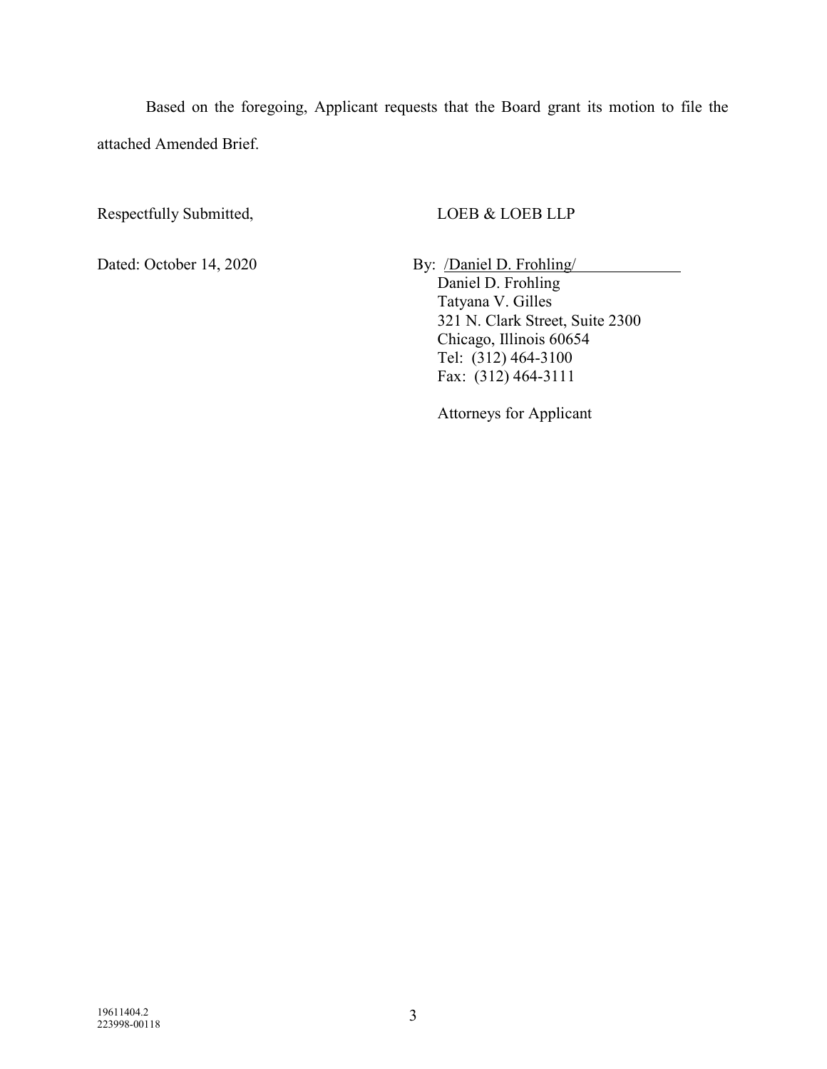Based on the foregoing, Applicant requests that the Board grant its motion to file the attached Amended Brief.

Respectfully Submitted,

LOEB & LOEB LLP

Dated: October 14, 2020

By: /Daniel D. Frohling/
Daniel D. Frohling
Tatyana V. Gilles
321 N. Clark Street, Suite 2300
Chicago, Illinois 60654
Tel: (312) 464-3100
Fax: (312) 464-3111

Attorneys for Applicant

19611404.2
223998-00118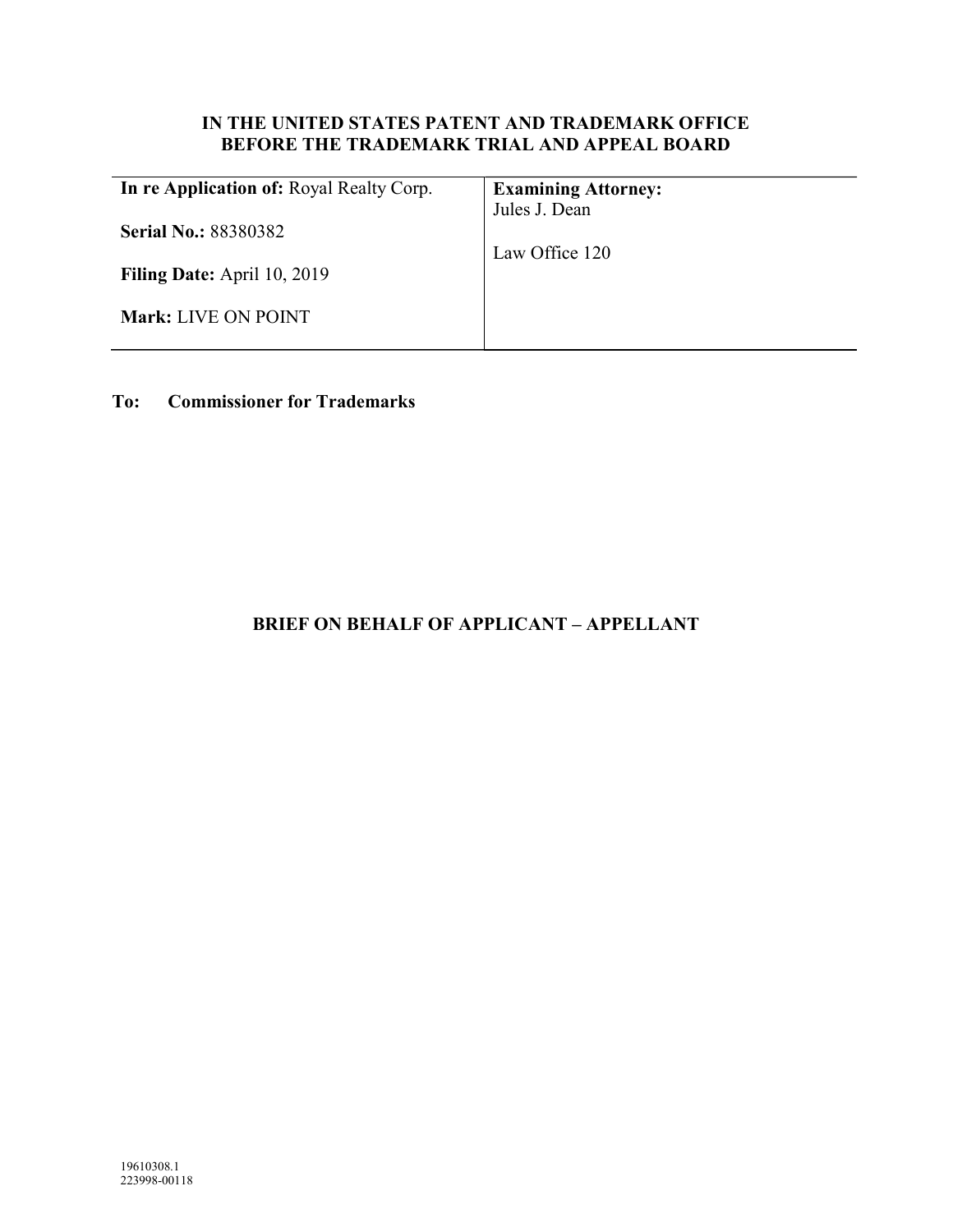**IN THE UNITED STATES PATENT AND TRADEMARK OFFICE**
**BEFORE THE TRADEMARK TRIAL AND APPEAL BOARD**

| **In re Application of:** Royal Realty Corp. | **Examining Attorney:** Jules J. Dean |
| --- | --- |
| **Serial No.:** 88380382 | Law Office 120 |
| **Filing Date:** April 10, 2019 | |
| **Mark:** LIVE ON POINT | |

**To: Commissioner for Trademarks**

**BRIEF ON BEHALF OF APPLICANT – APPELLANT**

19610308.1
223998-00118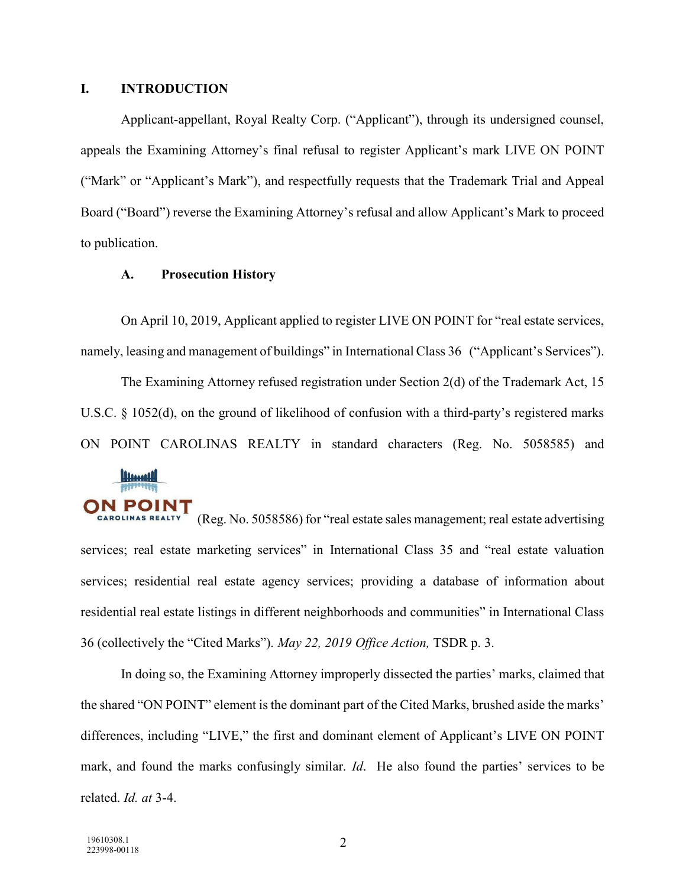## I. INTRODUCTION

Applicant-appellant, Royal Realty Corp. ("Applicant"), through its undersigned counsel, appeals the Examining Attorney's final refusal to register Applicant's mark LIVE ON POINT ("Mark" or "Applicant's Mark"), and respectfully requests that the Trademark Trial and Appeal Board ("Board") reverse the Examining Attorney's refusal and allow Applicant's Mark to proceed to publication.

### A. Prosecution History

On April 10, 2019, Applicant applied to register LIVE ON POINT for "real estate services, namely, leasing and management of buildings" in International Class 36 ("Applicant's Services").

The Examining Attorney refused registration under Section 2(d) of the Trademark Act, 15 U.S.C. § 1052(d), on the ground of likelihood of confusion with a third-party's registered marks ON POINT CAROLINAS REALTY in standard characters (Reg. No. 5058585) and ON POINT CAROLINAS REALTY (Reg. No. 5058586) for "real estate sales management; real estate advertising services; real estate marketing services" in International Class 35 and "real estate valuation services; residential real estate agency services; providing a database of information about residential real estate listings in different neighborhoods and communities" in International Class 36 (collectively the "Cited Marks"). *May 22, 2019 Office Action,* TSDR p. 3.

In doing so, the Examining Attorney improperly dissected the parties' marks, claimed that the shared "ON POINT" element is the dominant part of the Cited Marks, brushed aside the marks' differences, including "LIVE," the first and dominant element of Applicant's LIVE ON POINT mark, and found the marks confusingly similar. *Id*. He also found the parties' services to be related. *Id. at* 3-4.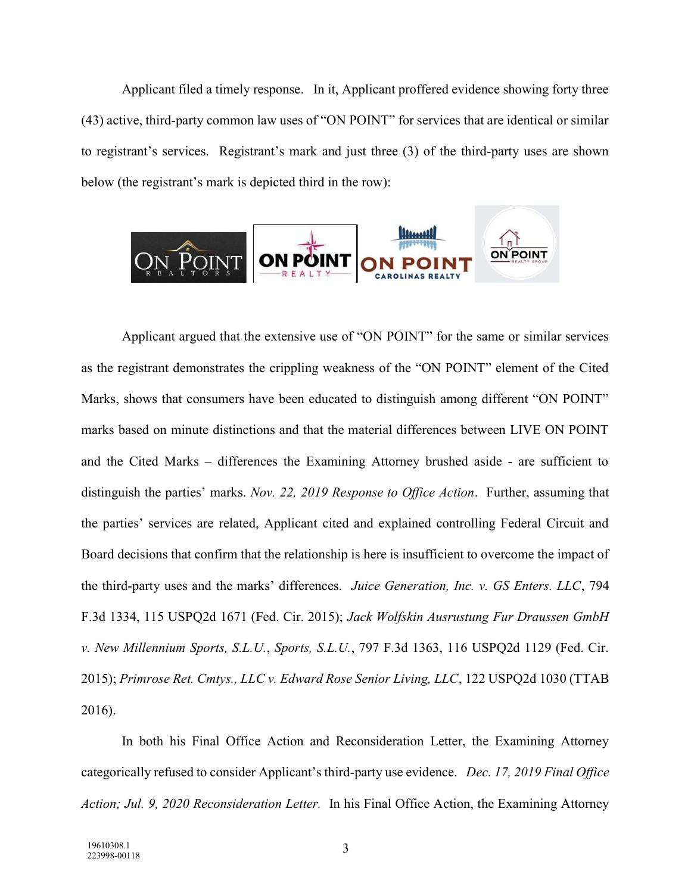Applicant filed a timely response. In it, Applicant proffered evidence showing forty three (43) active, third-party common law uses of "ON POINT" for services that are identical or similar to registrant's services. Registrant's mark and just three (3) of the third-party uses are shown below (the registrant's mark is depicted third in the row):

Applicant argued that the extensive use of "ON POINT" for the same or similar services as the registrant demonstrates the crippling weakness of the "ON POINT" element of the Cited Marks, shows that consumers have been educated to distinguish among different "ON POINT" marks based on minute distinctions and that the material differences between LIVE ON POINT and the Cited Marks – differences the Examining Attorney brushed aside - are sufficient to distinguish the parties' marks. *Nov. 22, 2019 Response to Office Action*. Further, assuming that the parties' services are related, Applicant cited and explained controlling Federal Circuit and Board decisions that confirm that the relationship is here is insufficient to overcome the impact of the third-party uses and the marks' differences. *Juice Generation, Inc. v. GS Enters. LLC*, 794 F.3d 1334, 115 USPQ2d 1671 (Fed. Cir. 2015); *Jack Wolfskin Ausrustung Fur Draussen GmbH v. New Millennium Sports, S.L.U.*, *Sports, S.L.U.*, 797 F.3d 1363, 116 USPQ2d 1129 (Fed. Cir. 2015); *Primrose Ret. Cmtys., LLC v. Edward Rose Senior Living, LLC*, 122 USPQ2d 1030 (TTAB 2016).

In both his Final Office Action and Reconsideration Letter, the Examining Attorney categorically refused to consider Applicant's third-party use evidence. *Dec. 17, 2019 Final Office Action; Jul. 9, 2020 Reconsideration Letter.* In his Final Office Action, the Examining Attorney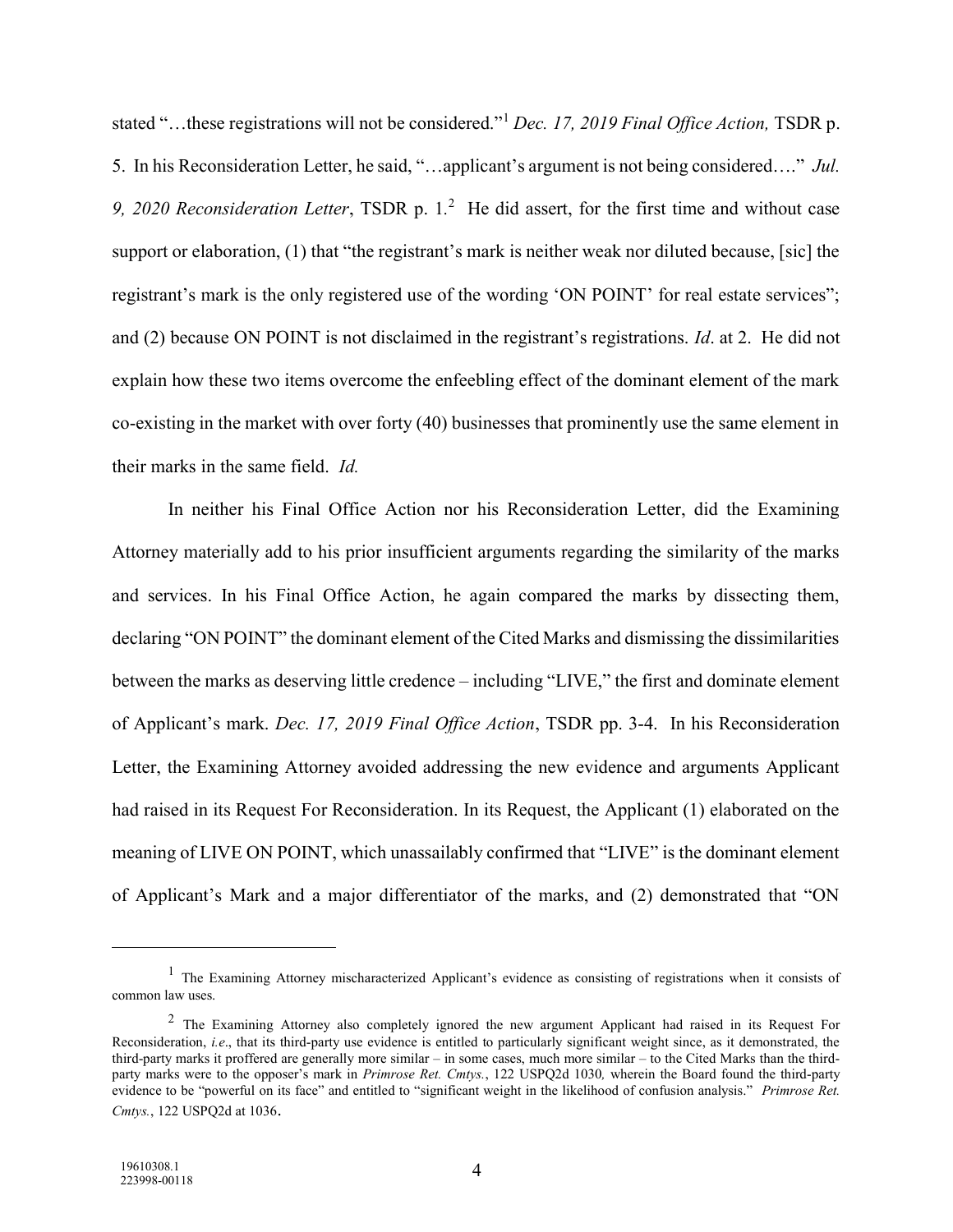stated "…these registrations will not be considered."[1] *Dec. 17, 2019 Final Office Action,* TSDR p. 5. In his Reconsideration Letter, he said, "…applicant's argument is not being considered…." *Jul. 9, 2020 Reconsideration Letter*, TSDR p. 1.[2] He did assert, for the first time and without case support or elaboration, (1) that "the registrant's mark is neither weak nor diluted because, [sic] the registrant's mark is the only registered use of the wording 'ON POINT' for real estate services"; and (2) because ON POINT is not disclaimed in the registrant's registrations. *Id*. at 2. He did not explain how these two items overcome the enfeebling effect of the dominant element of the mark co-existing in the market with over forty (40) businesses that prominently use the same element in their marks in the same field. *Id.*

In neither his Final Office Action nor his Reconsideration Letter, did the Examining Attorney materially add to his prior insufficient arguments regarding the similarity of the marks and services. In his Final Office Action, he again compared the marks by dissecting them, declaring "ON POINT" the dominant element of the Cited Marks and dismissing the dissimilarities between the marks as deserving little credence – including "LIVE," the first and dominate element of Applicant's mark. *Dec. 17, 2019 Final Office Action*, TSDR pp. 3-4. In his Reconsideration Letter, the Examining Attorney avoided addressing the new evidence and arguments Applicant had raised in its Request For Reconsideration. In its Request, the Applicant (1) elaborated on the meaning of LIVE ON POINT, which unassailably confirmed that "LIVE" is the dominant element of Applicant's Mark and a major differentiator of the marks, and (2) demonstrated that "ON

---

[1] The Examining Attorney mischaracterized Applicant's evidence as consisting of registrations when it consists of common law uses.

[2] The Examining Attorney also completely ignored the new argument Applicant had raised in its Request For Reconsideration, *i.e*., that its third-party use evidence is entitled to particularly significant weight since, as it demonstrated, the third-party marks it proffered are generally more similar – in some cases, much more similar – to the Cited Marks than the third-party marks were to the opposer's mark in *Primrose Ret. Cmtys.*, 122 USPQ2d 1030*,* wherein the Board found the third-party evidence to be "powerful on its face" and entitled to "significant weight in the likelihood of confusion analysis." *Primrose Ret. Cmtys.*, 122 USPQ2d at 1036.

19610308.1
223998-00118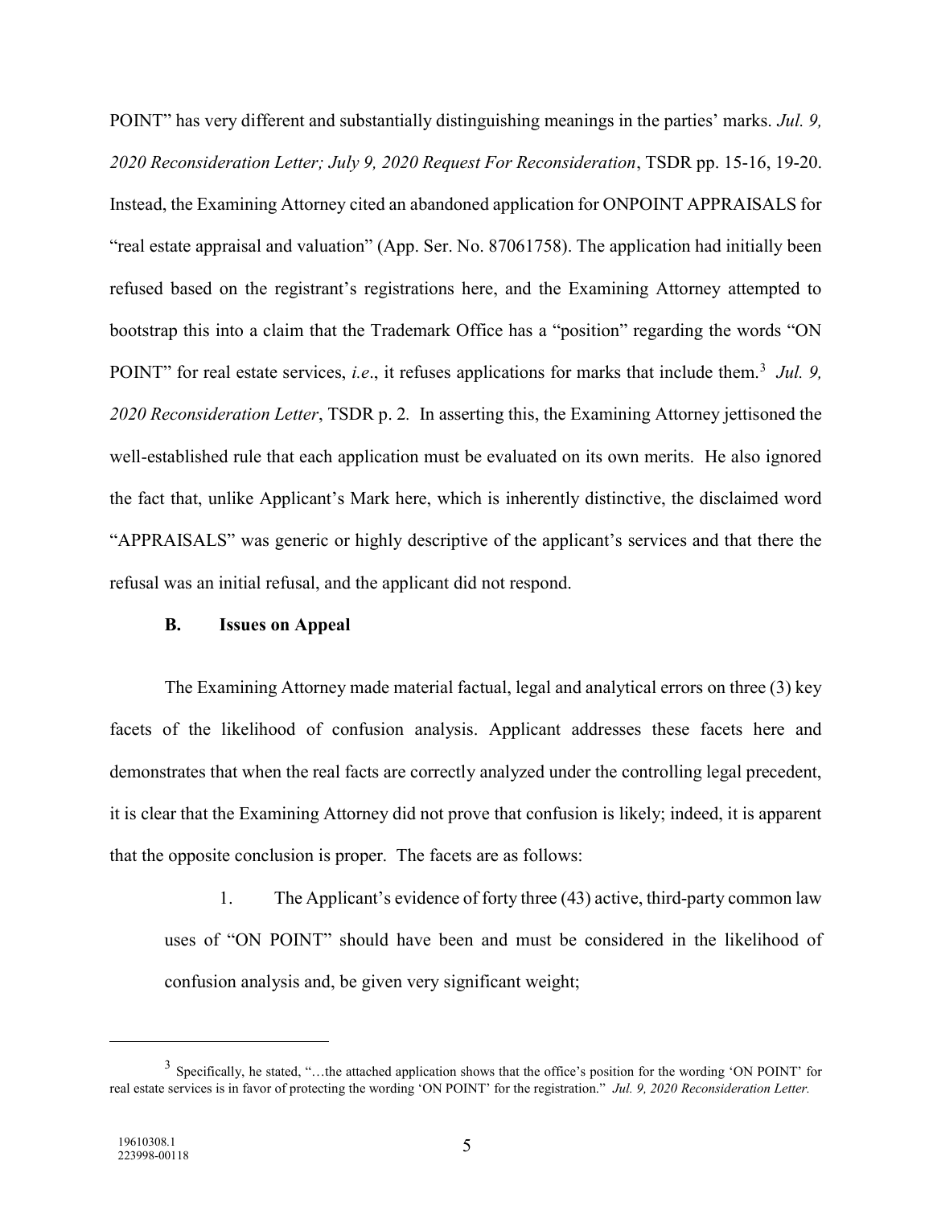POINT" has very different and substantially distinguishing meanings in the parties' marks. *Jul. 9, 2020 Reconsideration Letter; July 9, 2020 Request For Reconsideration*, TSDR pp. 15-16, 19-20. Instead, the Examining Attorney cited an abandoned application for ONPOINT APPRAISALS for "real estate appraisal and valuation" (App. Ser. No. 87061758). The application had initially been refused based on the registrant's registrations here, and the Examining Attorney attempted to bootstrap this into a claim that the Trademark Office has a "position" regarding the words "ON POINT" for real estate services, *i.e*., it refuses applications for marks that include them.[3] *Jul. 9, 2020 Reconsideration Letter*, TSDR p. 2. In asserting this, the Examining Attorney jettisoned the well-established rule that each application must be evaluated on its own merits. He also ignored the fact that, unlike Applicant's Mark here, which is inherently distinctive, the disclaimed word "APPRAISALS" was generic or highly descriptive of the applicant's services and that there the refusal was an initial refusal, and the applicant did not respond.

### B. Issues on Appeal

The Examining Attorney made material factual, legal and analytical errors on three (3) key facets of the likelihood of confusion analysis. Applicant addresses these facets here and demonstrates that when the real facts are correctly analyzed under the controlling legal precedent, it is clear that the Examining Attorney did not prove that confusion is likely; indeed, it is apparent that the opposite conclusion is proper. The facets are as follows:

1. The Applicant's evidence of forty three (43) active, third-party common law uses of "ON POINT" should have been and must be considered in the likelihood of confusion analysis and, be given very significant weight;

---

[3] Specifically, he stated, "…the attached application shows that the office's position for the wording 'ON POINT' for real estate services is in favor of protecting the wording 'ON POINT' for the registration." *Jul. 9, 2020 Reconsideration Letter.*

19610308.1
223998-00118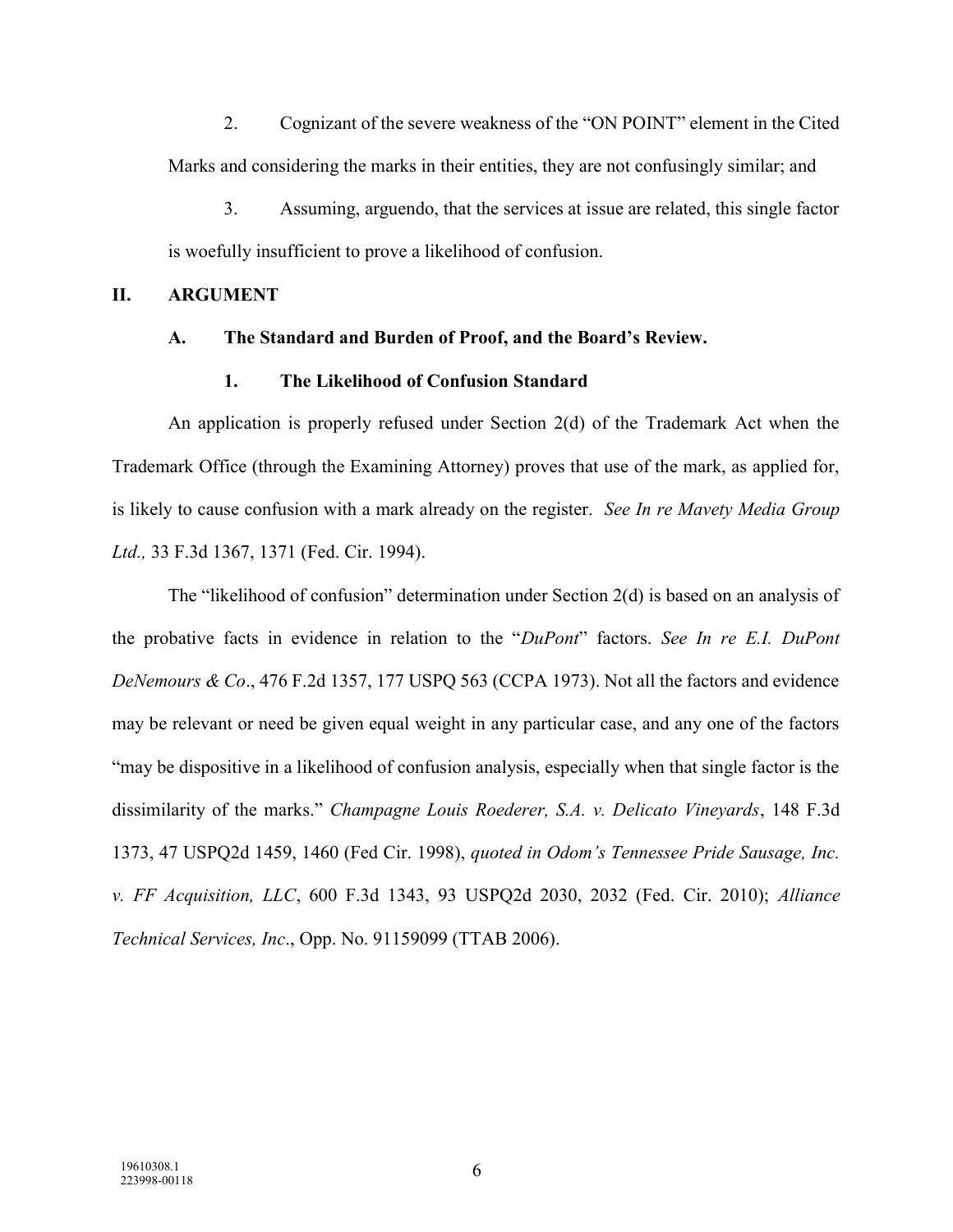2. Cognizant of the severe weakness of the "ON POINT" element in the Cited Marks and considering the marks in their entities, they are not confusingly similar; and

3. Assuming, arguendo, that the services at issue are related, this single factor is woefully insufficient to prove a likelihood of confusion.

## II. ARGUMENT

### A. The Standard and Burden of Proof, and the Board's Review.

#### 1. The Likelihood of Confusion Standard

An application is properly refused under Section 2(d) of the Trademark Act when the Trademark Office (through the Examining Attorney) proves that use of the mark, as applied for, is likely to cause confusion with a mark already on the register. *See In re Mavety Media Group Ltd.,* 33 F.3d 1367, 1371 (Fed. Cir. 1994).

The "likelihood of confusion" determination under Section 2(d) is based on an analysis of the probative facts in evidence in relation to the "*DuPont*" factors. *See In re E.I. DuPont DeNemours & Co*., 476 F.2d 1357, 177 USPQ 563 (CCPA 1973). Not all the factors and evidence may be relevant or need be given equal weight in any particular case, and any one of the factors "may be dispositive in a likelihood of confusion analysis, especially when that single factor is the dissimilarity of the marks." *Champagne Louis Roederer, S.A. v. Delicato Vineyards*, 148 F.3d 1373, 47 USPQ2d 1459, 1460 (Fed Cir. 1998), *quoted in Odom's Tennessee Pride Sausage, Inc. v. FF Acquisition, LLC*, 600 F.3d 1343, 93 USPQ2d 2030, 2032 (Fed. Cir. 2010); *Alliance Technical Services, Inc*., Opp. No. 91159099 (TTAB 2006).

19610308.1
223998-00118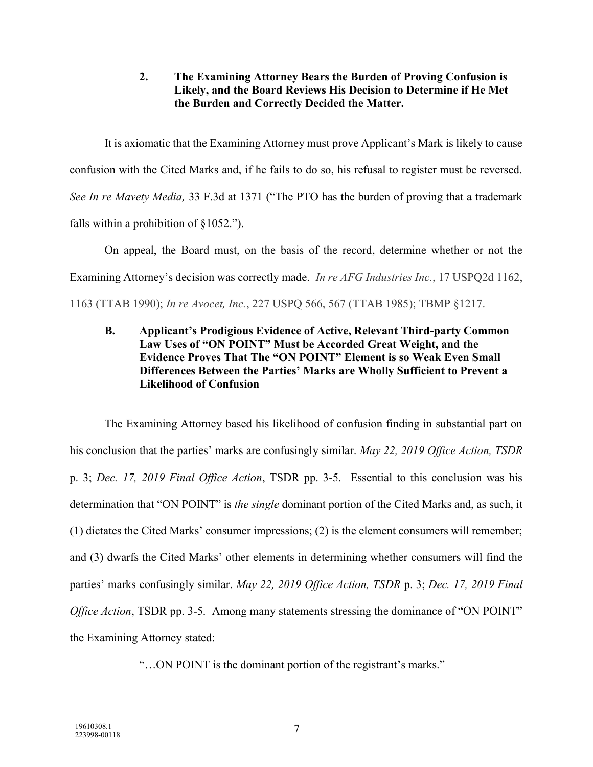### 2. The Examining Attorney Bears the Burden of Proving Confusion is Likely, and the Board Reviews His Decision to Determine if He Met the Burden and Correctly Decided the Matter.

It is axiomatic that the Examining Attorney must prove Applicant's Mark is likely to cause confusion with the Cited Marks and, if he fails to do so, his refusal to register must be reversed. *See In re Mavety Media,* 33 F.3d at 1371 ("The PTO has the burden of proving that a trademark falls within a prohibition of §1052.").

On appeal, the Board must, on the basis of the record, determine whether or not the Examining Attorney's decision was correctly made. *In re AFG Industries Inc.*, 17 USPQ2d 1162, 1163 (TTAB 1990); *In re Avocet, Inc.*, 227 USPQ 566, 567 (TTAB 1985); TBMP §1217.

## B. Applicant's Prodigious Evidence of Active, Relevant Third-party Common Law Uses of "ON POINT" Must be Accorded Great Weight, and the Evidence Proves That The "ON POINT" Element is so Weak Even Small Differences Between the Parties' Marks are Wholly Sufficient to Prevent a Likelihood of Confusion

The Examining Attorney based his likelihood of confusion finding in substantial part on his conclusion that the parties' marks are confusingly similar. *May 22, 2019 Office Action, TSDR* p. 3; *Dec. 17, 2019 Final Office Action*, TSDR pp. 3-5. Essential to this conclusion was his determination that "ON POINT" is *the single* dominant portion of the Cited Marks and, as such, it (1) dictates the Cited Marks' consumer impressions; (2) is the element consumers will remember; and (3) dwarfs the Cited Marks' other elements in determining whether consumers will find the parties' marks confusingly similar. *May 22, 2019 Office Action, TSDR* p. 3; *Dec. 17, 2019 Final Office Action*, TSDR pp. 3-5. Among many statements stressing the dominance of "ON POINT" the Examining Attorney stated:

> "…ON POINT is the dominant portion of the registrant's marks."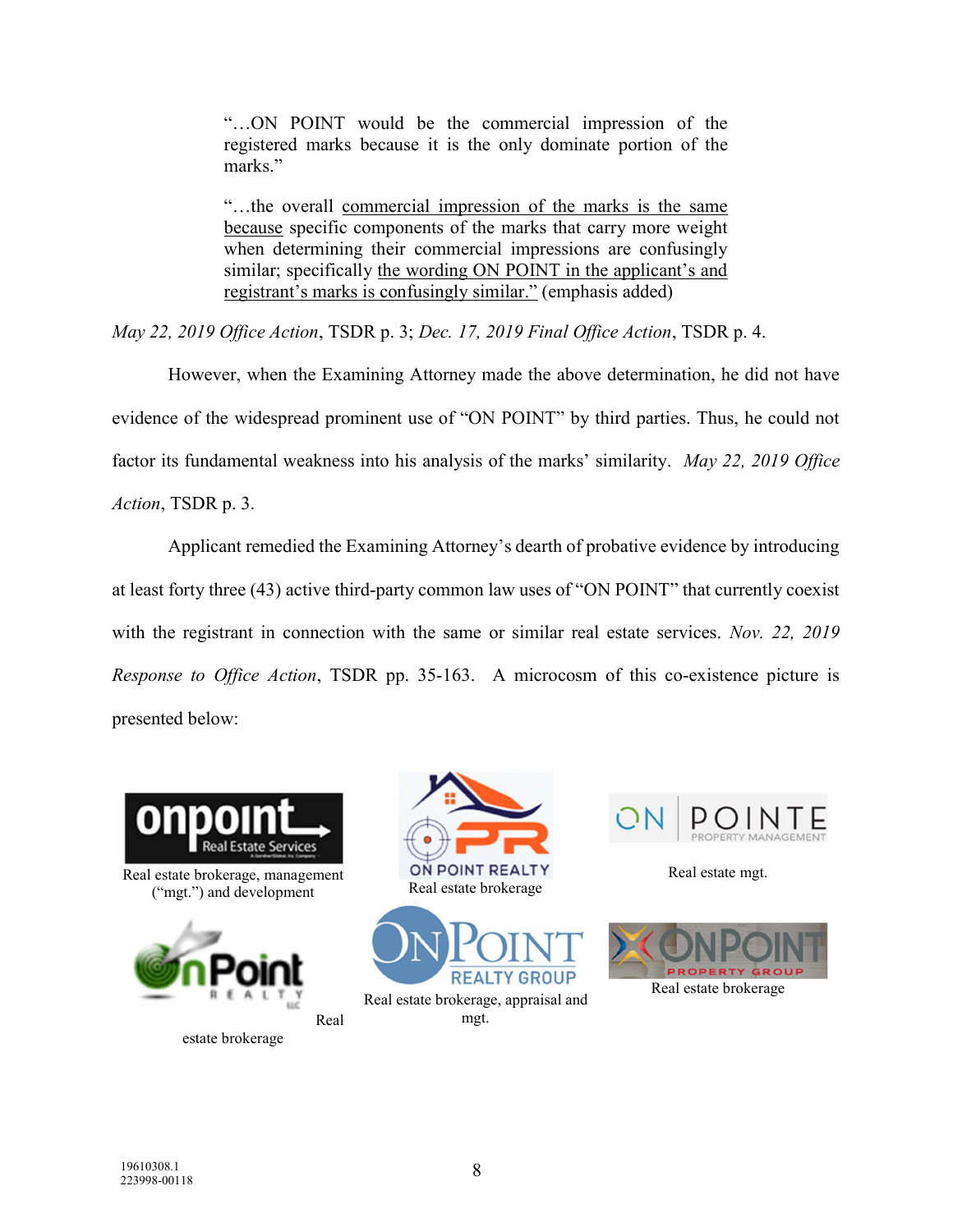> "…ON POINT would be the commercial impression of the registered marks because it is the only dominate portion of the marks."
>
> "…the overall <u>commercial impression of the marks is the same because</u> specific components of the marks that carry more weight when determining their commercial impressions are confusingly similar; specifically <u>the wording ON POINT in the applicant's and registrant's marks is confusingly similar."</u> (emphasis added)

*May 22, 2019 Office Action*, TSDR p. 3; *Dec. 17, 2019 Final Office Action*, TSDR p. 4.

However, when the Examining Attorney made the above determination, he did not have evidence of the widespread prominent use of "ON POINT" by third parties. Thus, he could not factor its fundamental weakness into his analysis of the marks' similarity. *May 22, 2019 Office Action*, TSDR p. 3.

Applicant remedied the Examining Attorney's dearth of probative evidence by introducing at least forty three (43) active third-party common law uses of "ON POINT" that currently coexist with the registrant in connection with the same or similar real estate services. *Nov. 22, 2019 Response to Office Action*, TSDR pp. 35-163. A microcosm of this co-existence picture is presented below:

Real estate brokerage, management ("mgt.") and development

Real estate brokerage

Real estate mgt.

Real estate brokerage

Real estate brokerage, appraisal and mgt.

Real estate brokerage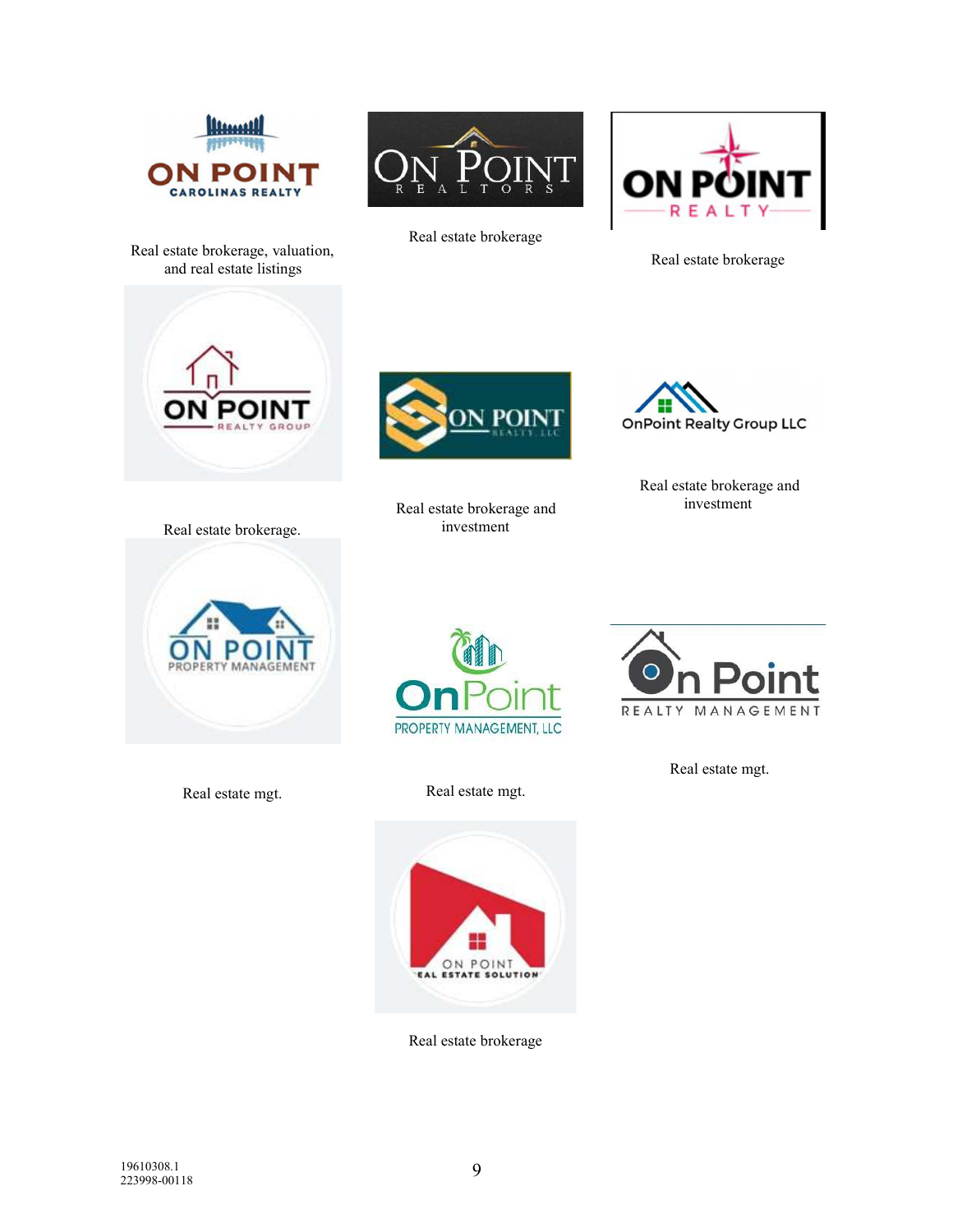ON POINT
CAROLINAS REALTY

Real estate brokerage, valuation, and real estate listings

ON POINT
REALTORS

Real estate brokerage

ON POINT
REALTY

Real estate brokerage

ON POINT
REALTY GROUP

Real estate brokerage.

ON POINT
REALTY, LLC

Real estate brokerage and investment

OnPoint Realty Group LLC

Real estate brokerage and investment

ON POINT
PROPERTY MANAGEMENT

Real estate mgt.

OnPoint
PROPERTY MANAGEMENT, LLC

Real estate mgt.

On Point
REALTY MANAGEMENT

Real estate mgt.

ON POINT
EAL ESTATE SOLUTION

Real estate brokerage

19610308.1
223998-00118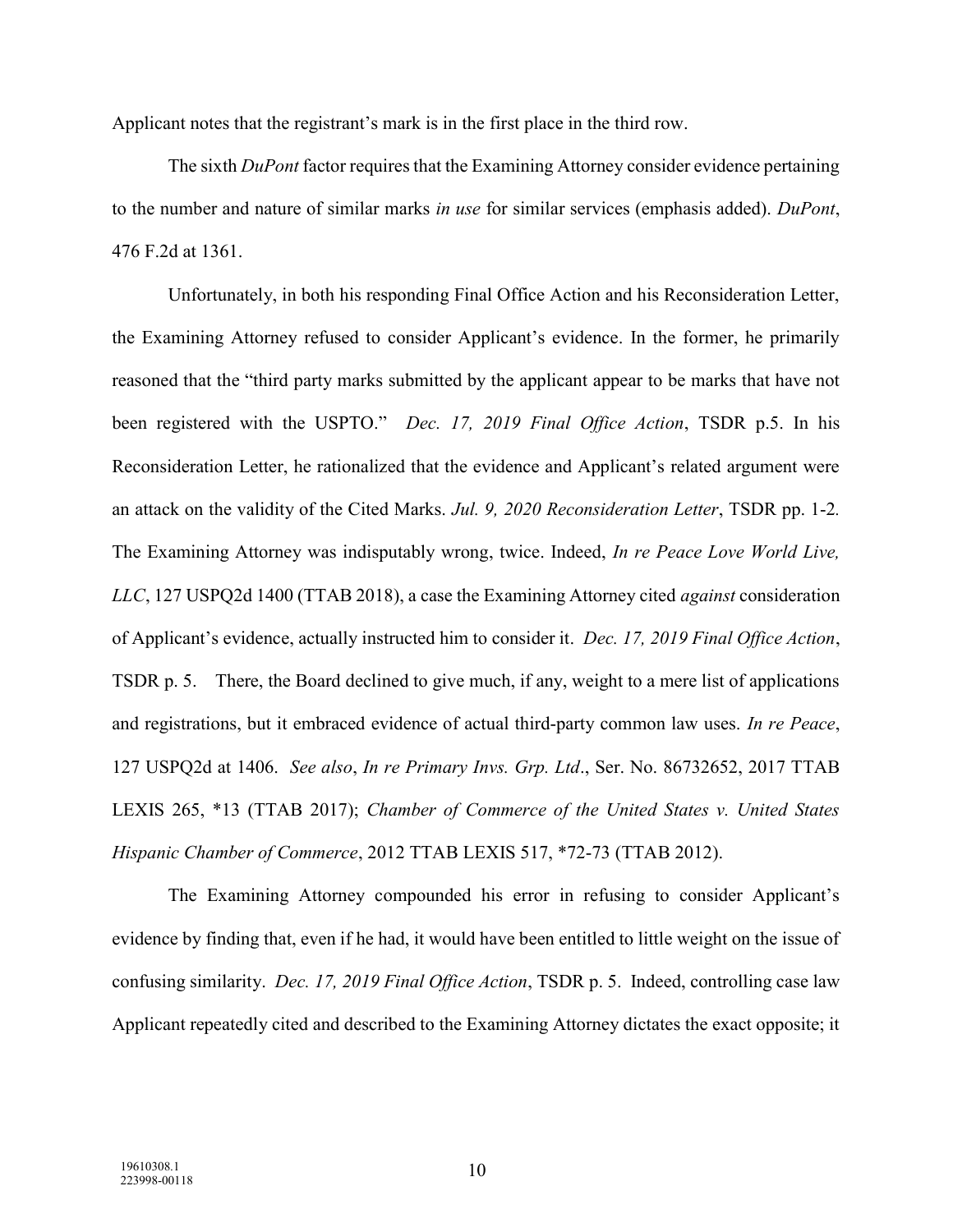Applicant notes that the registrant's mark is in the first place in the third row.

The sixth *DuPont* factor requires that the Examining Attorney consider evidence pertaining to the number and nature of similar marks *in use* for similar services (emphasis added). *DuPont*, 476 F.2d at 1361.

Unfortunately, in both his responding Final Office Action and his Reconsideration Letter, the Examining Attorney refused to consider Applicant's evidence. In the former, he primarily reasoned that the "third party marks submitted by the applicant appear to be marks that have not been registered with the USPTO." *Dec. 17, 2019 Final Office Action*, TSDR p.5. In his Reconsideration Letter, he rationalized that the evidence and Applicant's related argument were an attack on the validity of the Cited Marks. *Jul. 9, 2020 Reconsideration Letter*, TSDR pp. 1-2*.* The Examining Attorney was indisputably wrong, twice. Indeed, *In re Peace Love World Live, LLC*, 127 USPQ2d 1400 (TTAB 2018), a case the Examining Attorney cited *against* consideration of Applicant's evidence, actually instructed him to consider it. *Dec. 17, 2019 Final Office Action*, TSDR p. 5. There, the Board declined to give much, if any, weight to a mere list of applications and registrations, but it embraced evidence of actual third-party common law uses. *In re Peace*, 127 USPQ2d at 1406. *See also*, *In re Primary Invs. Grp. Ltd*., Ser. No. 86732652, 2017 TTAB LEXIS 265, *13 (TTAB 2017); *Chamber of Commerce of the United States v. United States Hispanic Chamber of Commerce*, 2012 TTAB LEXIS 517, *72-73 (TTAB 2012).

The Examining Attorney compounded his error in refusing to consider Applicant's evidence by finding that, even if he had, it would have been entitled to little weight on the issue of confusing similarity. *Dec. 17, 2019 Final Office Action*, TSDR p. 5. Indeed, controlling case law Applicant repeatedly cited and described to the Examining Attorney dictates the exact opposite; it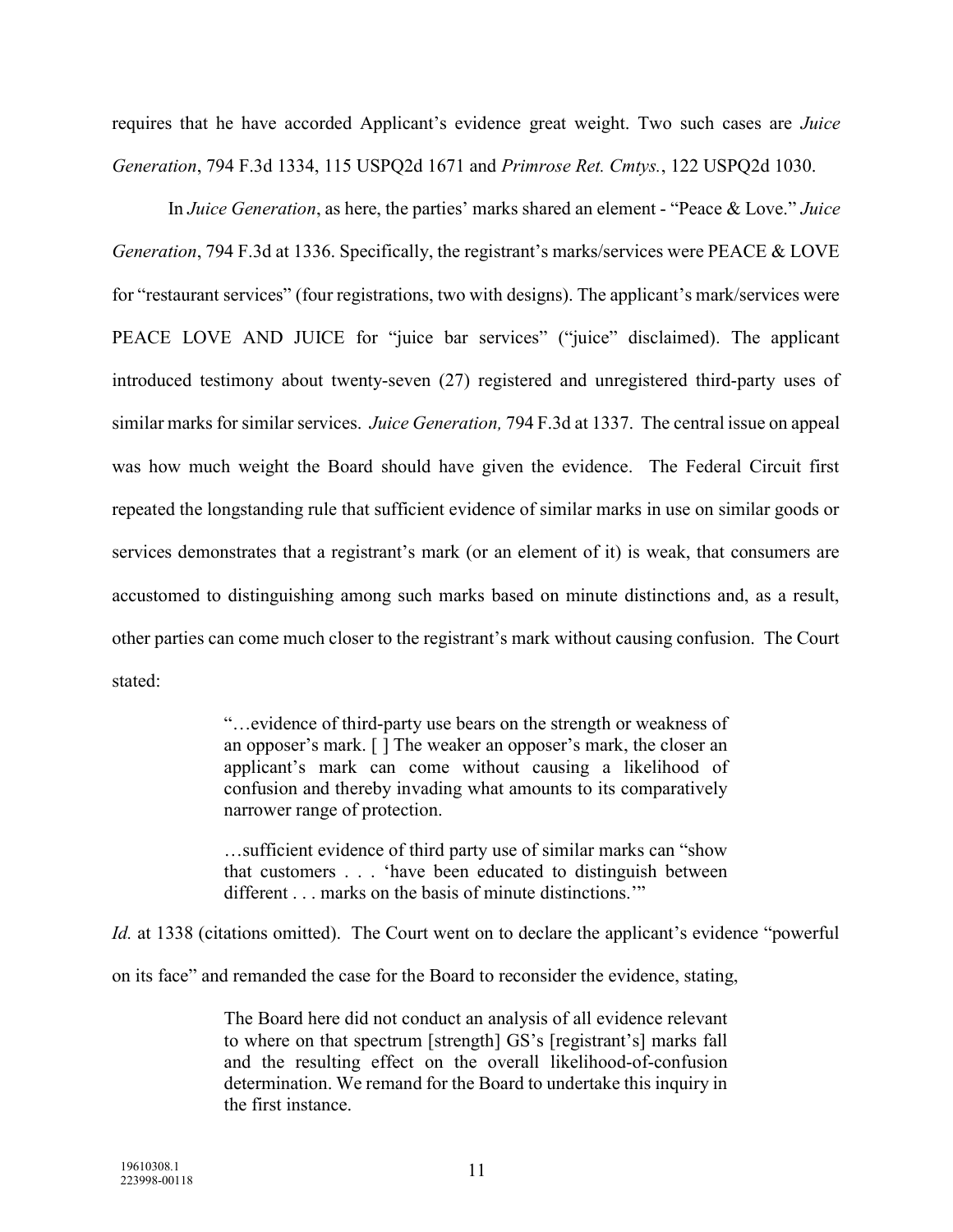requires that he have accorded Applicant's evidence great weight. Two such cases are *Juice Generation*, 794 F.3d 1334, 115 USPQ2d 1671 and *Primrose Ret. Cmtys.*, 122 USPQ2d 1030.

In *Juice Generation*, as here, the parties' marks shared an element - "Peace & Love." *Juice Generation*, 794 F.3d at 1336. Specifically, the registrant's marks/services were PEACE & LOVE for "restaurant services" (four registrations, two with designs). The applicant's mark/services were PEACE LOVE AND JUICE for "juice bar services" ("juice" disclaimed). The applicant introduced testimony about twenty-seven (27) registered and unregistered third-party uses of similar marks for similar services. *Juice Generation,* 794 F.3d at 1337. The central issue on appeal was how much weight the Board should have given the evidence. The Federal Circuit first repeated the longstanding rule that sufficient evidence of similar marks in use on similar goods or services demonstrates that a registrant's mark (or an element of it) is weak, that consumers are accustomed to distinguishing among such marks based on minute distinctions and, as a result, other parties can come much closer to the registrant's mark without causing confusion. The Court stated:

> "…evidence of third-party use bears on the strength or weakness of an opposer's mark. [ ] The weaker an opposer's mark, the closer an applicant's mark can come without causing a likelihood of confusion and thereby invading what amounts to its comparatively narrower range of protection.
>
> …sufficient evidence of third party use of similar marks can "show that customers . . . 'have been educated to distinguish between different . . . marks on the basis of minute distinctions.'"

*Id.* at 1338 (citations omitted). The Court went on to declare the applicant's evidence "powerful on its face" and remanded the case for the Board to reconsider the evidence, stating,

> The Board here did not conduct an analysis of all evidence relevant to where on that spectrum [strength] GS's [registrant's] marks fall and the resulting effect on the overall likelihood-of-confusion determination. We remand for the Board to undertake this inquiry in the first instance.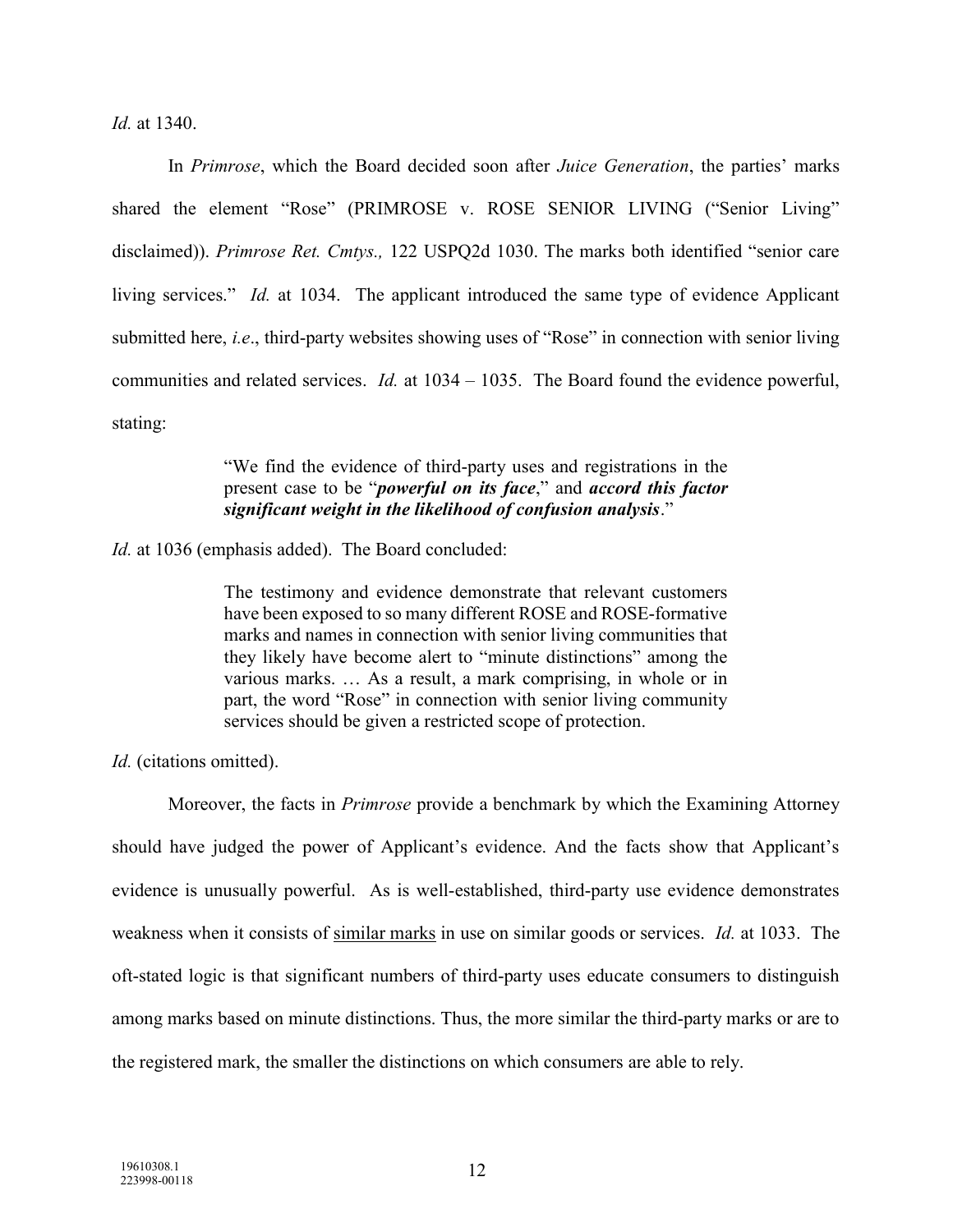*Id.* at 1340.

In *Primrose*, which the Board decided soon after *Juice Generation*, the parties' marks shared the element "Rose" (PRIMROSE v. ROSE SENIOR LIVING ("Senior Living" disclaimed)). *Primrose Ret. Cmtys.,* 122 USPQ2d 1030. The marks both identified "senior care living services." *Id.* at 1034. The applicant introduced the same type of evidence Applicant submitted here, *i.e*., third-party websites showing uses of "Rose" in connection with senior living communities and related services. *Id.* at 1034 – 1035. The Board found the evidence powerful, stating:

> "We find the evidence of third-party uses and registrations in the present case to be "***powerful on its face***," and ***accord this factor significant weight in the likelihood of confusion analysis***."

*Id.* at 1036 (emphasis added). The Board concluded:

> The testimony and evidence demonstrate that relevant customers have been exposed to so many different ROSE and ROSE-formative marks and names in connection with senior living communities that they likely have become alert to "minute distinctions" among the various marks. … As a result, a mark comprising, in whole or in part, the word "Rose" in connection with senior living community services should be given a restricted scope of protection.

*Id.* (citations omitted).

Moreover, the facts in *Primrose* provide a benchmark by which the Examining Attorney should have judged the power of Applicant's evidence. And the facts show that Applicant's evidence is unusually powerful. As is well-established, third-party use evidence demonstrates weakness when it consists of <u>similar marks</u> in use on similar goods or services. *Id.* at 1033. The oft-stated logic is that significant numbers of third-party uses educate consumers to distinguish among marks based on minute distinctions. Thus, the more similar the third-party marks or are to the registered mark, the smaller the distinctions on which consumers are able to rely.

19610308.1
223998-00118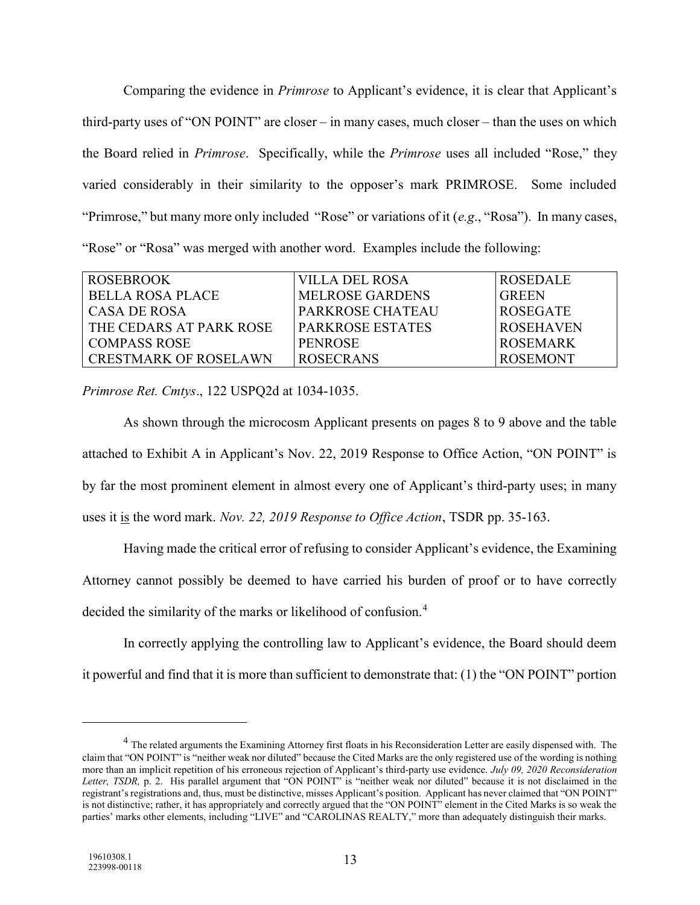Comparing the evidence in *Primrose* to Applicant's evidence, it is clear that Applicant's third-party uses of "ON POINT" are closer – in many cases, much closer – than the uses on which the Board relied in *Primrose*. Specifically, while the *Primrose* uses all included "Rose," they varied considerably in their similarity to the opposer's mark PRIMROSE. Some included "Primrose," but many more only included "Rose" or variations of it (*e.g.*, "Rosa"). In many cases, "Rose" or "Rosa" was merged with another word. Examples include the following:

| ROSEBROOK | VILLA DEL ROSA | ROSEDALE |
|---|---|---|
| BELLA ROSA PLACE | MELROSE GARDENS | GREEN |
| CASA DE ROSA | PARKROSE CHATEAU | ROSEGATE |
| THE CEDARS AT PARK ROSE | PARKROSE ESTATES | ROSEHAVEN |
| COMPASS ROSE | PENROSE | ROSEMARK |
| CRESTMARK OF ROSELAWN | ROSECRANS | ROSEMONT |

*Primrose Ret. Cmtys*., 122 USPQ2d at 1034-1035.

As shown through the microcosm Applicant presents on pages 8 to 9 above and the table attached to Exhibit A in Applicant's Nov. 22, 2019 Response to Office Action, "ON POINT" is by far the most prominent element in almost every one of Applicant's third-party uses; in many uses it is the word mark. *Nov. 22, 2019 Response to Office Action*, TSDR pp. 35-163.

Having made the critical error of refusing to consider Applicant's evidence, the Examining Attorney cannot possibly be deemed to have carried his burden of proof or to have correctly decided the similarity of the marks or likelihood of confusion.[4]

In correctly applying the controlling law to Applicant's evidence, the Board should deem it powerful and find that it is more than sufficient to demonstrate that: (1) the "ON POINT" portion

---

[4] The related arguments the Examining Attorney first floats in his Reconsideration Letter are easily dispensed with. The claim that "ON POINT" is "neither weak nor diluted" because the Cited Marks are the only registered use of the wording is nothing more than an implicit repetition of his erroneous rejection of Applicant's third-party use evidence. *July 09, 2020 Reconsideration Letter, TSDR,* p. 2. His parallel argument that "ON POINT" is "neither weak nor diluted" because it is not disclaimed in the registrant's registrations and, thus, must be distinctive, misses Applicant's position. Applicant has never claimed that "ON POINT" is not distinctive; rather, it has appropriately and correctly argued that the "ON POINT" element in the Cited Marks is so weak the parties' marks other elements, including "LIVE" and "CAROLINAS REALTY," more than adequately distinguish their marks.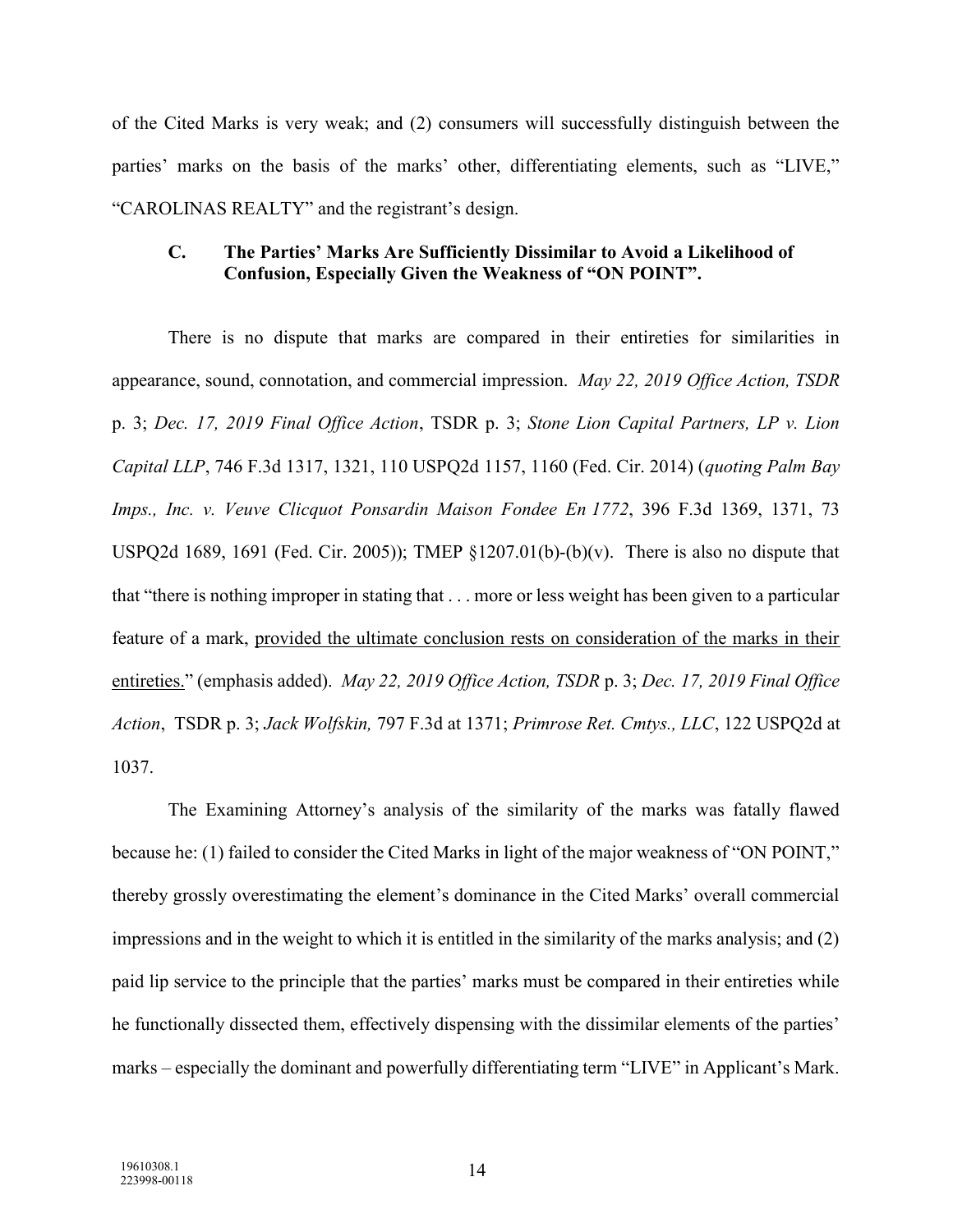of the Cited Marks is very weak; and (2) consumers will successfully distinguish between the parties' marks on the basis of the marks' other, differentiating elements, such as "LIVE," "CAROLINAS REALTY" and the registrant's design.

### C. The Parties' Marks Are Sufficiently Dissimilar to Avoid a Likelihood of Confusion, Especially Given the Weakness of "ON POINT".

There is no dispute that marks are compared in their entireties for similarities in appearance, sound, connotation, and commercial impression. *May 22, 2019 Office Action, TSDR* p. 3; *Dec. 17, 2019 Final Office Action*, TSDR p. 3; *Stone Lion Capital Partners, LP v. Lion Capital LLP*, 746 F.3d 1317, 1321, 110 USPQ2d 1157, 1160 (Fed. Cir. 2014) (*quoting Palm Bay Imps., Inc. v. Veuve Clicquot Ponsardin Maison Fondee En 1772*, 396 F.3d 1369, 1371, 73 USPQ2d 1689, 1691 (Fed. Cir. 2005)); TMEP §1207.01(b)-(b)(v). There is also no dispute that that "there is nothing improper in stating that . . . more or less weight has been given to a particular feature of a mark, <u>provided the ultimate conclusion rests on consideration of the marks in their entireties.</u>" (emphasis added). *May 22, 2019 Office Action, TSDR* p. 3; *Dec. 17, 2019 Final Office Action*, TSDR p. 3; *Jack Wolfskin,* 797 F.3d at 1371; *Primrose Ret. Cmtys., LLC*, 122 USPQ2d at 1037.

The Examining Attorney's analysis of the similarity of the marks was fatally flawed because he: (1) failed to consider the Cited Marks in light of the major weakness of "ON POINT," thereby grossly overestimating the element's dominance in the Cited Marks' overall commercial impressions and in the weight to which it is entitled in the similarity of the marks analysis; and (2) paid lip service to the principle that the parties' marks must be compared in their entireties while he functionally dissected them, effectively dispensing with the dissimilar elements of the parties' marks – especially the dominant and powerfully differentiating term "LIVE" in Applicant's Mark.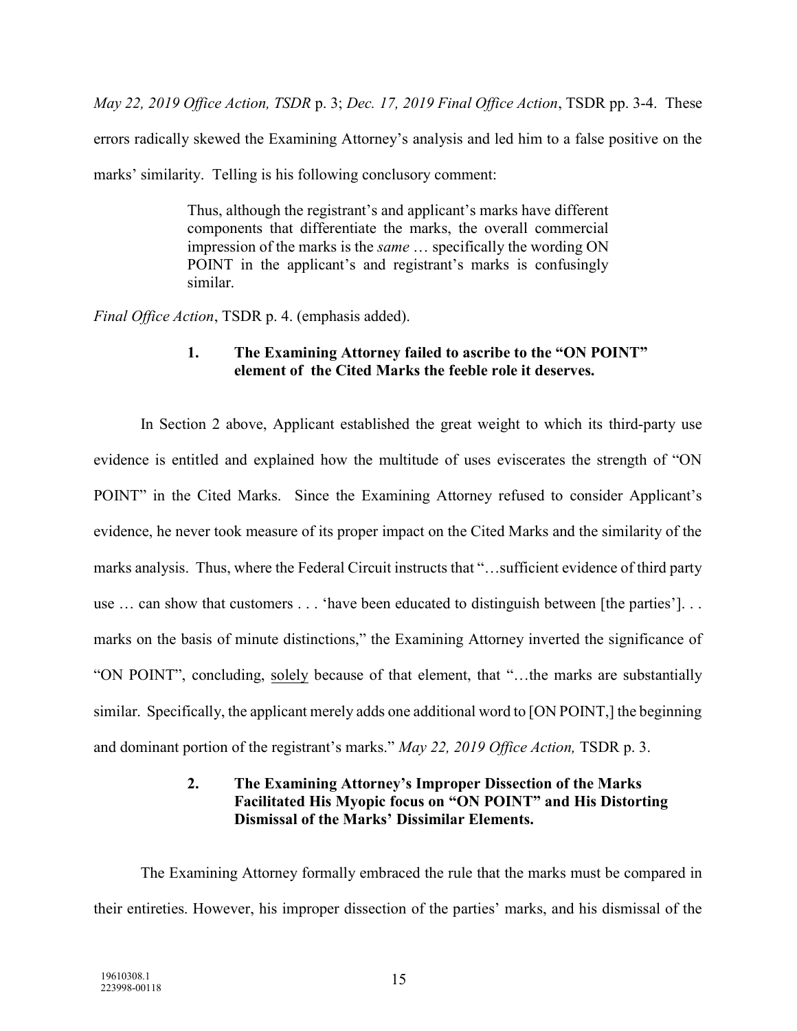*May 22, 2019 Office Action, TSDR* p. 3; *Dec. 17, 2019 Final Office Action*, TSDR pp. 3-4. These errors radically skewed the Examining Attorney's analysis and led him to a false positive on the marks' similarity. Telling is his following conclusory comment:

> Thus, although the registrant's and applicant's marks have different components that differentiate the marks, the overall commercial impression of the marks is the *same* … specifically the wording ON POINT in the applicant's and registrant's marks is confusingly similar.

*Final Office Action*, TSDR p. 4. (emphasis added).

**1. The Examining Attorney failed to ascribe to the "ON POINT" element of the Cited Marks the feeble role it deserves.**

In Section 2 above, Applicant established the great weight to which its third-party use evidence is entitled and explained how the multitude of uses eviscerates the strength of "ON POINT" in the Cited Marks. Since the Examining Attorney refused to consider Applicant's evidence, he never took measure of its proper impact on the Cited Marks and the similarity of the marks analysis. Thus, where the Federal Circuit instructs that "…sufficient evidence of third party use … can show that customers . . . 'have been educated to distinguish between [the parties']. . . marks on the basis of minute distinctions," the Examining Attorney inverted the significance of "ON POINT", concluding, <u>solely</u> because of that element, that "…the marks are substantially similar. Specifically, the applicant merely adds one additional word to [ON POINT,] the beginning and dominant portion of the registrant's marks." *May 22, 2019 Office Action,* TSDR p. 3.

**2. The Examining Attorney's Improper Dissection of the Marks Facilitated His Myopic focus on "ON POINT" and His Distorting Dismissal of the Marks' Dissimilar Elements.**

The Examining Attorney formally embraced the rule that the marks must be compared in their entireties. However, his improper dissection of the parties' marks, and his dismissal of the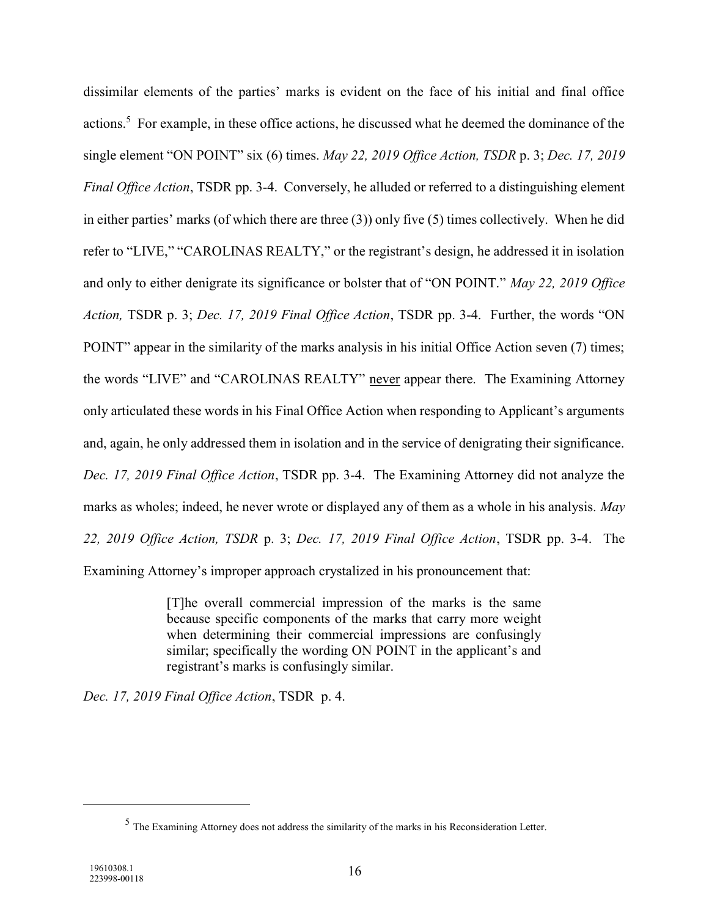dissimilar elements of the parties' marks is evident on the face of his initial and final office actions.[5] For example, in these office actions, he discussed what he deemed the dominance of the single element "ON POINT" six (6) times. *May 22, 2019 Office Action, TSDR* p. 3; *Dec. 17, 2019 Final Office Action*, TSDR pp. 3-4. Conversely, he alluded or referred to a distinguishing element in either parties' marks (of which there are three (3)) only five (5) times collectively. When he did refer to "LIVE," "CAROLINAS REALTY," or the registrant's design, he addressed it in isolation and only to either denigrate its significance or bolster that of "ON POINT." *May 22, 2019 Office Action,* TSDR p. 3; *Dec. 17, 2019 Final Office Action*, TSDR pp. 3-4. Further, the words "ON POINT" appear in the similarity of the marks analysis in his initial Office Action seven (7) times; the words "LIVE" and "CAROLINAS REALTY" <u>never</u> appear there. The Examining Attorney only articulated these words in his Final Office Action when responding to Applicant's arguments and, again, he only addressed them in isolation and in the service of denigrating their significance. *Dec. 17, 2019 Final Office Action*, TSDR pp. 3-4. The Examining Attorney did not analyze the marks as wholes; indeed, he never wrote or displayed any of them as a whole in his analysis. *May 22, 2019 Office Action, TSDR* p. 3; *Dec. 17, 2019 Final Office Action*, TSDR pp. 3-4. The Examining Attorney's improper approach crystalized in his pronouncement that:

> [T]he overall commercial impression of the marks is the same because specific components of the marks that carry more weight when determining their commercial impressions are confusingly similar; specifically the wording ON POINT in the applicant's and registrant's mark is confusingly similar.

*Dec. 17, 2019 Final Office Action*, TSDR p. 4.

[5] The Examining Attorney does not address the similarity of the marks in his Reconsideration Letter.

19610308.1
223998-00118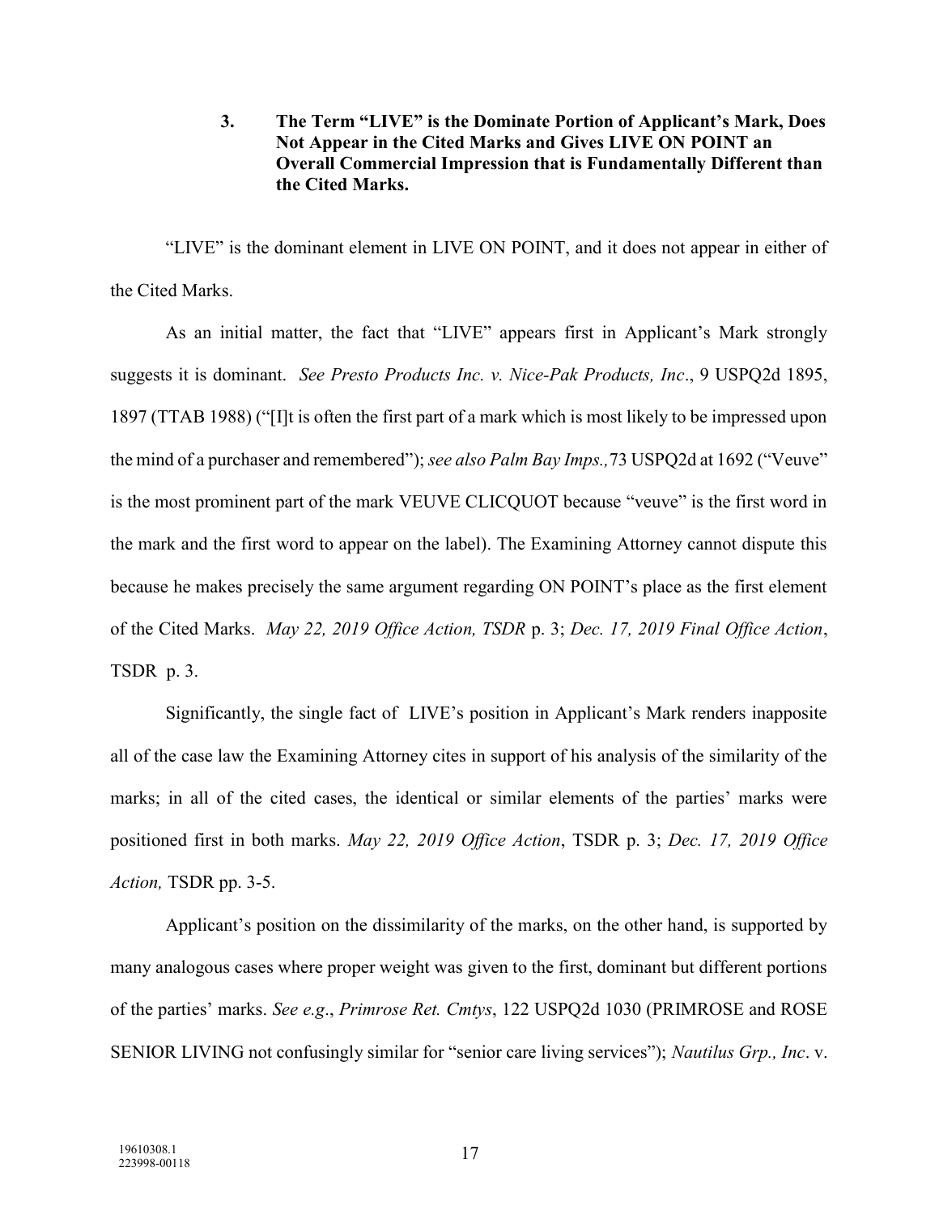### 3. The Term "LIVE" is the Dominate Portion of Applicant's Mark, Does Not Appear in the Cited Marks and Gives LIVE ON POINT an Overall Commercial Impression that is Fundamentally Different than the Cited Marks.

"LIVE" is the dominant element in LIVE ON POINT, and it does not appear in either of the Cited Marks.

As an initial matter, the fact that "LIVE" appears first in Applicant's Mark strongly suggests it is dominant. *See Presto Products Inc. v. Nice-Pak Products, Inc*., 9 USPQ2d 1895, 1897 (TTAB 1988) ("[I]t is often the first part of a mark which is most likely to be impressed upon the mind of a purchaser and remembered"); *see also Palm Bay Imps.,* 73 USPQ2d at 1692 ("Veuve" is the most prominent part of the mark VEUVE CLICQUOT because "veuve" is the first word in the mark and the first word to appear on the label). The Examining Attorney cannot dispute this because he makes precisely the same argument regarding ON POINT's place as the first element of the Cited Marks. *May 22, 2019 Office Action, TSDR* p. 3; *Dec. 17, 2019 Final Office Action*, TSDR p. 3.

Significantly, the single fact of LIVE's position in Applicant's Mark renders inapposite all of the case law the Examining Attorney cites in support of his analysis of the similarity of the marks; in all of the cited cases, the identical or similar elements of the parties' marks were positioned first in both marks. *May 22, 2019 Office Action*, TSDR p. 3; *Dec. 17, 2019 Office Action,* TSDR pp. 3-5.

Applicant's position on the dissimilarity of the marks, on the other hand, is supported by many analogous cases where proper weight was given to the first, dominant but different portions of the parties' marks. *See e.g*., *Primrose Ret. Cmtys*, 122 USPQ2d 1030 (PRIMROSE and ROSE SENIOR LIVING not confusingly similar for "senior care living services"); *Nautilus Grp., Inc*. v.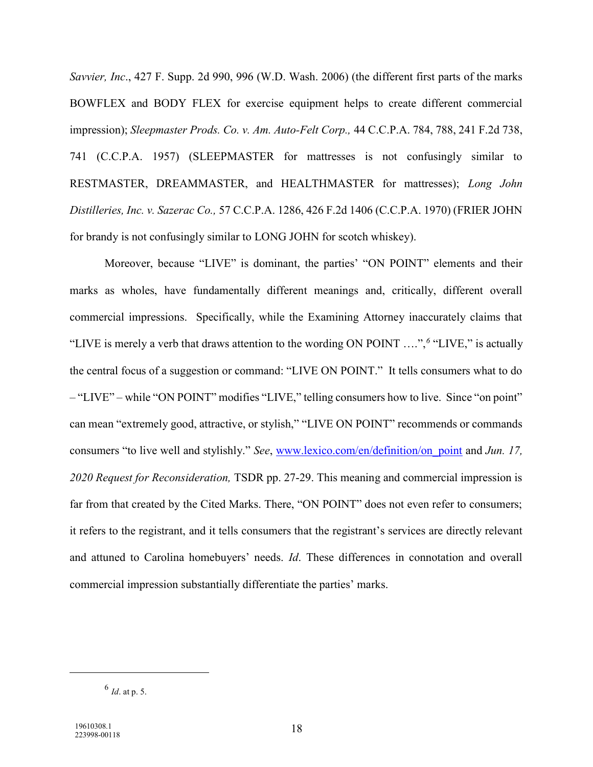*Savvier, Inc*., 427 F. Supp. 2d 990, 996 (W.D. Wash. 2006) (the different first parts of the marks BOWFLEX and BODY FLEX for exercise equipment helps to create different commercial impression); *Sleepmaster Prods. Co. v. Am. Auto-Felt Corp.,* 44 C.C.P.A. 784, 788, 241 F.2d 738, 741 (C.C.P.A. 1957) (SLEEPMASTER for mattresses is not confusingly similar to RESTMASTER, DREAMMASTER, and HEALTHMASTER for mattresses); *Long John Distilleries, Inc. v. Sazerac Co.,* 57 C.C.P.A. 1286, 426 F.2d 1406 (C.C.P.A. 1970) (FRIER JOHN for brandy is not confusingly similar to LONG JOHN for scotch whiskey).

Moreover, because "LIVE" is dominant, the parties' "ON POINT" elements and their marks as wholes, have fundamentally different meanings and, critically, different overall commercial impressions. Specifically, while the Examining Attorney inaccurately claims that "LIVE is merely a verb that draws attention to the wording ON POINT ….",[6] "LIVE," is actually the central focus of a suggestion or command: "LIVE ON POINT." It tells consumers what to do – "LIVE" – while "ON POINT" modifies "LIVE," telling consumers how to live. Since "on point" can mean "extremely good, attractive, or stylish," "LIVE ON POINT" recommends or commands consumers "to live well and stylishly." *See*, [www.lexico.com/en/definition/on_point](www.lexico.com/en/definition/on_point) and *Jun. 17, 2020 Request for Reconsideration,* TSDR pp. 27-29. This meaning and commercial impression is far from that created by the Cited Marks. There, "ON POINT" does not even refer to consumers; it refers to the registrant, and it tells consumers that the registrant's services are directly relevant and attuned to Carolina homebuyers' needs. *Id*. These differences in connotation and overall commercial impression substantially differentiate the parties' marks.

[6] *Id*. at p. 5.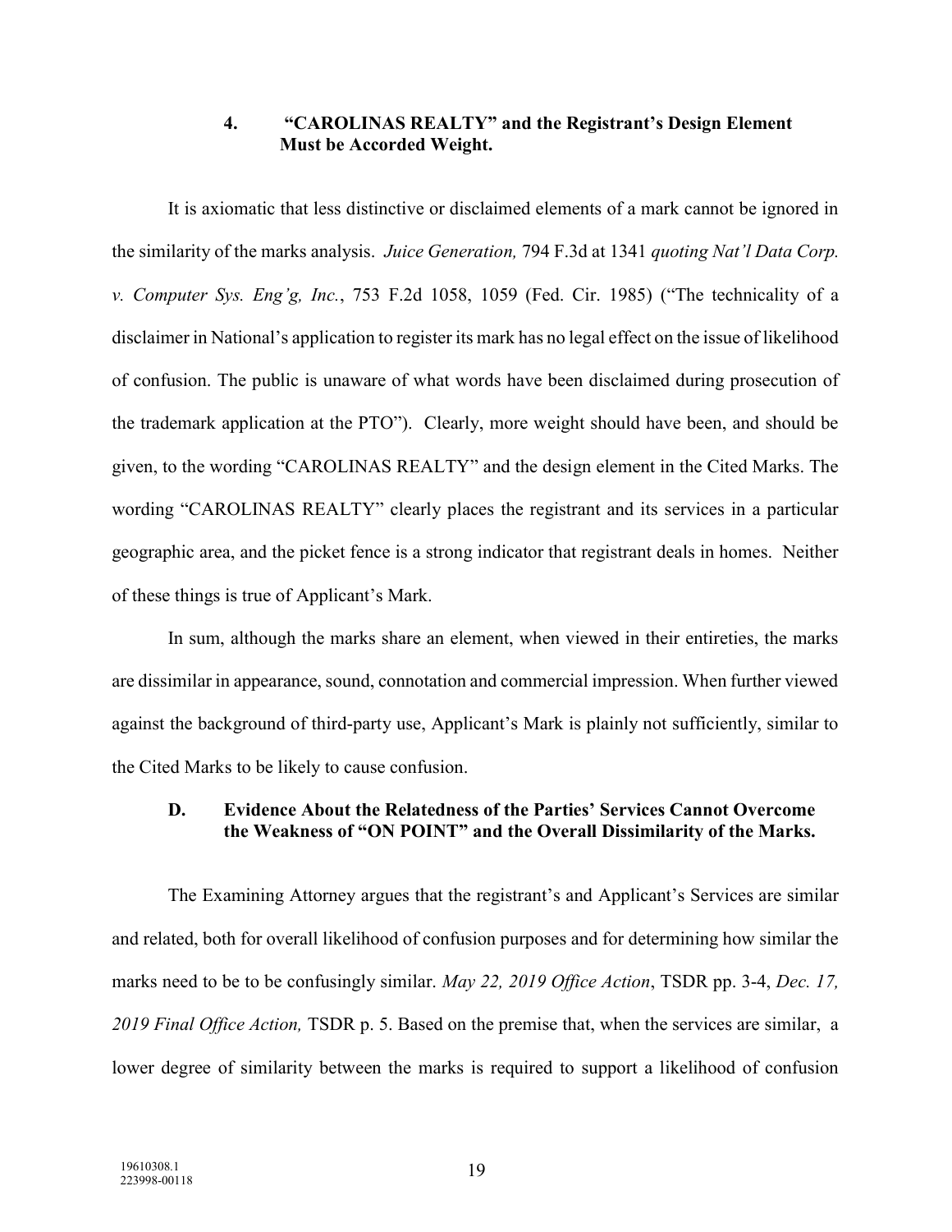#### 4. "CAROLINAS REALTY" and the Registrant's Design Element Must be Accorded Weight.

It is axiomatic that less distinctive or disclaimed elements of a mark cannot be ignored in the similarity of the marks analysis. *Juice Generation,* 794 F.3d at 1341 *quoting Nat'l Data Corp. v. Computer Sys. Eng'g, Inc.*, 753 F.2d 1058, 1059 (Fed. Cir. 1985) ("The technicality of a disclaimer in National's application to register its mark has no legal effect on the issue of likelihood of confusion. The public is unaware of what words have been disclaimed during prosecution of the trademark application at the PTO"). Clearly, more weight should have been, and should be given, to the wording "CAROLINAS REALTY" and the design element in the Cited Marks. The wording "CAROLINAS REALTY" clearly places the registrant and its services in a particular geographic area, and the picket fence is a strong indicator that registrant deals in homes. Neither of these things is true of Applicant's Mark.

In sum, although the marks share an element, when viewed in their entireties, the marks are dissimilar in appearance, sound, connotation and commercial impression. When further viewed against the background of third-party use, Applicant's Mark is plainly not sufficiently, similar to the Cited Marks to be likely to cause confusion.

### D. Evidence About the Relatedness of the Parties' Services Cannot Overcome the Weakness of "ON POINT" and the Overall Dissimilarity of the Marks.

The Examining Attorney argues that the registrant's and Applicant's Services are similar and related, both for overall likelihood of confusion purposes and for determining how similar the marks need to be to be confusingly similar. *May 22, 2019 Office Action*, TSDR pp. 3-4, *Dec. 17, 2019 Final Office Action,* TSDR p. 5. Based on the premise that, when the services are similar, a lower degree of similarity between the marks is required to support a likelihood of confusion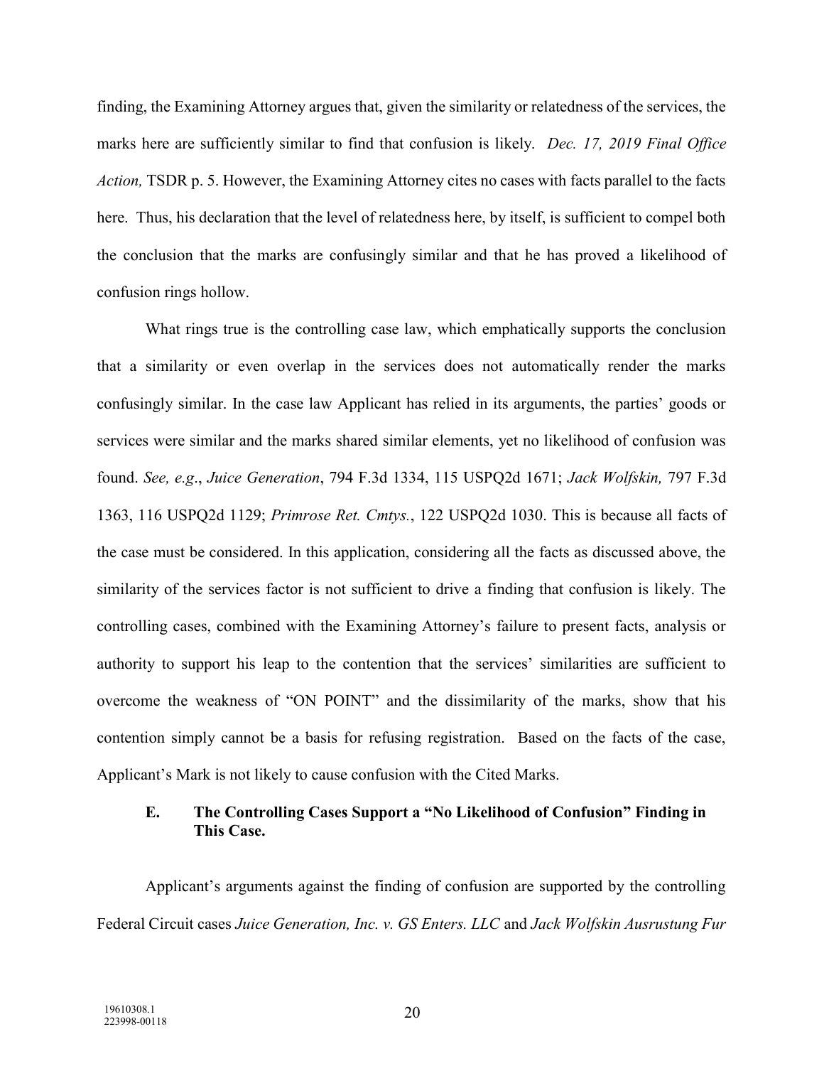finding, the Examining Attorney argues that, given the similarity or relatedness of the services, the marks here are sufficiently similar to find that confusion is likely. *Dec. 17, 2019 Final Office Action,* TSDR p. 5. However, the Examining Attorney cites no cases with facts parallel to the facts here. Thus, his declaration that the level of relatedness here, by itself, is sufficient to compel both the conclusion that the marks are confusingly similar and that he has proved a likelihood of confusion rings hollow.

What rings true is the controlling case law, which emphatically supports the conclusion that a similarity or even overlap in the services does not automatically render the marks confusingly similar. In the case law Applicant has relied in its arguments, the parties' goods or services were similar and the marks shared similar elements, yet no likelihood of confusion was found. *See, e.g.*, *Juice Generation*, 794 F.3d 1334, 115 USPQ2d 1671; *Jack Wolfskin,* 797 F.3d 1363, 116 USPQ2d 1129; *Primrose Ret. Cmtys.*, 122 USPQ2d 1030. This is because all facts of the case must be considered. In this application, considering all the facts as discussed above, the similarity of the services factor is not sufficient to drive a finding that confusion is likely. The controlling cases, combined with the Examining Attorney's failure to present facts, analysis or authority to support his leap to the contention that the services' similarities are sufficient to overcome the weakness of "ON POINT" and the dissimilarity of the marks, show that his contention simply cannot be a basis for refusing registration. Based on the facts of the case, Applicant's Mark is not likely to cause confusion with the Cited Marks.

### E. The Controlling Cases Support a "No Likelihood of Confusion" Finding in This Case.

Applicant's arguments against the finding of confusion are supported by the controlling Federal Circuit cases *Juice Generation, Inc. v. GS Enters. LLC* and *Jack Wolfskin Ausrustung Fur*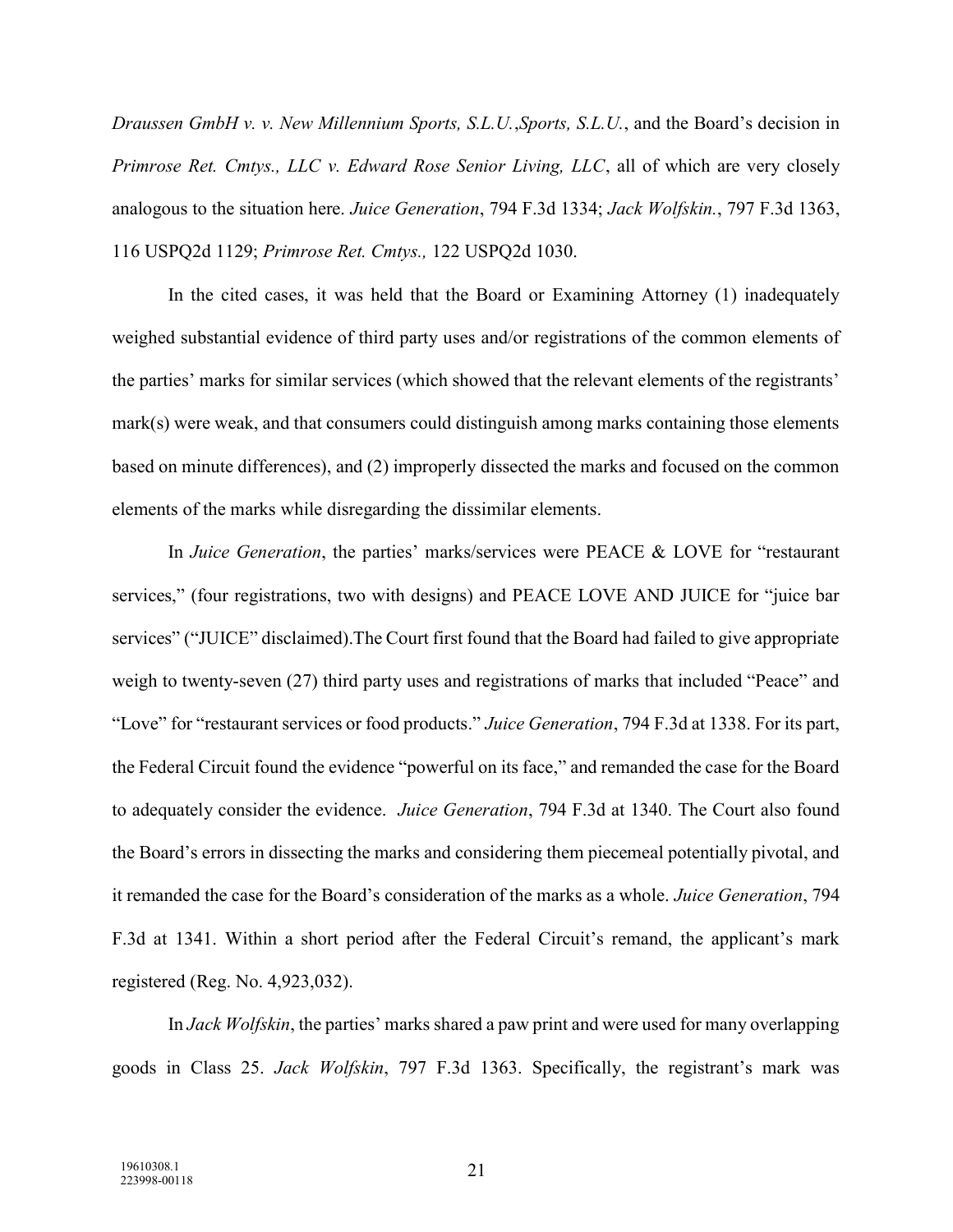*Draussen GmbH v. v. New Millennium Sports, S.L.U.*,*Sports, S.L.U.*, and the Board's decision in *Primrose Ret. Cmtys., LLC v. Edward Rose Senior Living, LLC*, all of which are very closely analogous to the situation here. *Juice Generation*, 794 F.3d 1334; *Jack Wolfskin.*, 797 F.3d 1363, 116 USPQ2d 1129; *Primrose Ret. Cmtys.,* 122 USPQ2d 1030.

In the cited cases, it was held that the Board or Examining Attorney (1) inadequately weighed substantial evidence of third party uses and/or registrations of the common elements of the parties' marks for similar services (which showed that the relevant elements of the registrants' mark(s) were weak, and that consumers could distinguish among marks containing those elements based on minute differences), and (2) improperly dissected the marks and focused on the common elements of the marks while disregarding the dissimilar elements.

In *Juice Generation*, the parties' marks/services were PEACE & LOVE for "restaurant services," (four registrations, two with designs) and PEACE LOVE AND JUICE for "juice bar services" ("JUICE" disclaimed).The Court first found that the Board had failed to give appropriate weigh to twenty-seven (27) third party uses and registrations of marks that included "Peace" and "Love" for "restaurant services or food products." *Juice Generation*, 794 F.3d at 1338. For its part, the Federal Circuit found the evidence "powerful on its face," and remanded the case for the Board to adequately consider the evidence. *Juice Generation*, 794 F.3d at 1340. The Court also found the Board's errors in dissecting the marks and considering them piecemeal potentially pivotal, and it remanded the case for the Board's consideration of the marks as a whole. *Juice Generation*, 794 F.3d at 1341. Within a short period after the Federal Circuit's remand, the applicant's mark registered (Reg. No. 4,923,032).

In *Jack Wolfskin*, the parties' marks shared a paw print and were used for many overlapping goods in Class 25. *Jack Wolfskin*, 797 F.3d 1363. Specifically, the registrant's mark was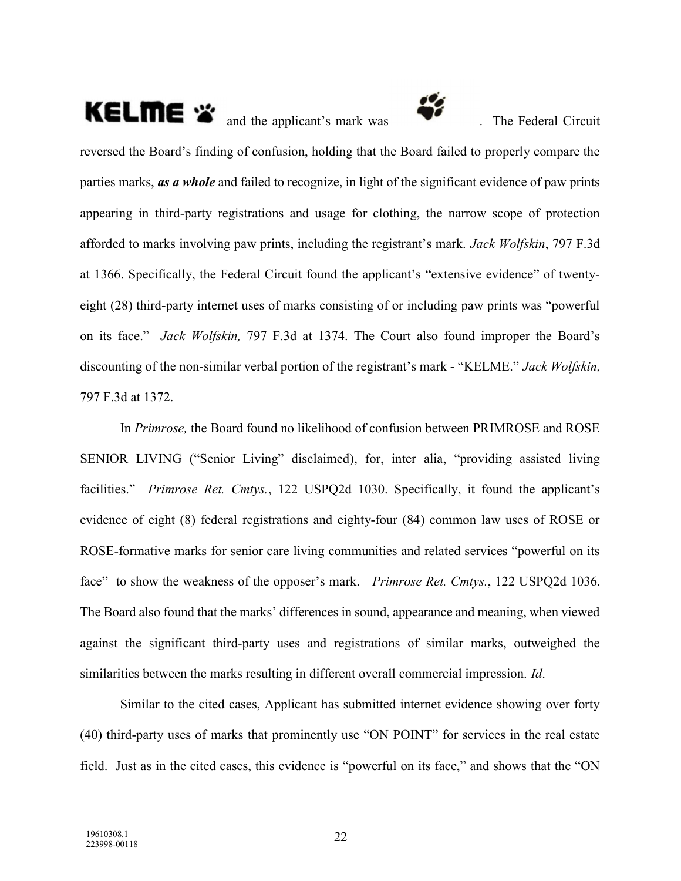KELME and the applicant's mark was . The Federal Circuit reversed the Board's finding of confusion, holding that the Board failed to properly compare the parties marks, ***as a whole*** and failed to recognize, in light of the significant evidence of paw prints appearing in third-party registrations and usage for clothing, the narrow scope of protection afforded to marks involving paw prints, including the registrant's mark. *Jack Wolfskin*, 797 F.3d at 1366. Specifically, the Federal Circuit found the applicant's "extensive evidence" of twenty-eight (28) third-party internet uses of marks consisting of or including paw prints was "powerful on its face." *Jack Wolfskin,* 797 F.3d at 1374. The Court also found improper the Board's discounting of the non-similar verbal portion of the registrant's mark - "KELME." *Jack Wolfskin,* 797 F.3d at 1372.

In *Primrose,* the Board found no likelihood of confusion between PRIMROSE and ROSE SENIOR LIVING ("Senior Living" disclaimed), for, inter alia, "providing assisted living facilities." *Primrose Ret. Cmtys.*, 122 USPQ2d 1030. Specifically, it found the applicant's evidence of eight (8) federal registrations and eighty-four (84) common law uses of ROSE or ROSE-formative marks for senior care living communities and related services "powerful on its face" to show the weakness of the opposer's mark. *Primrose Ret. Cmtys.*, 122 USPQ2d 1036. The Board also found that the marks' differences in sound, appearance and meaning, when viewed against the significant third-party uses and registrations of similar marks, outweighed the similarities between the marks resulting in different overall commercial impression. *Id*.

Similar to the cited cases, Applicant has submitted internet evidence showing over forty (40) third-party uses of marks that prominently use "ON POINT" for services in the real estate field. Just as in the cited cases, this evidence is "powerful on its face," and shows that the "ON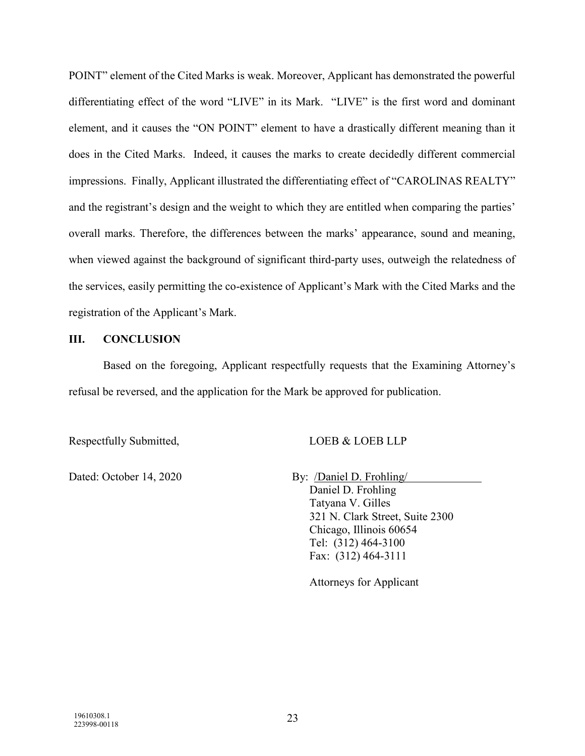POINT" element of the Cited Marks is weak. Moreover, Applicant has demonstrated the powerful differentiating effect of the word "LIVE" in its Mark. "LIVE" is the first word and dominant element, and it causes the "ON POINT" element to have a drastically different meaning than it does in the Cited Marks. Indeed, it causes the marks to create decidedly different commercial impressions. Finally, Applicant illustrated the differentiating effect of "CAROLINAS REALTY" and the registrant's design and the weight to which they are entitled when comparing the parties' overall marks. Therefore, the differences between the marks' appearance, sound and meaning, when viewed against the background of significant third-party uses, outweigh the relatedness of the services, easily permitting the co-existence of Applicant's Mark with the Cited Marks and the registration of the Applicant's Mark.

## III. CONCLUSION

Based on the foregoing, Applicant respectfully requests that the Examining Attorney's refusal be reversed, and the application for the Mark be approved for publication.

Respectfully Submitted,

LOEB & LOEB LLP

Dated: October 14, 2020

By: /Daniel D. Frohling/
Daniel D. Frohling
Tatyana V. Gilles
321 N. Clark Street, Suite 2300
Chicago, Illinois 60654
Tel: (312) 464-3100
Fax: (312) 464-3111

Attorneys for Applicant

19610308.1
223998-00118